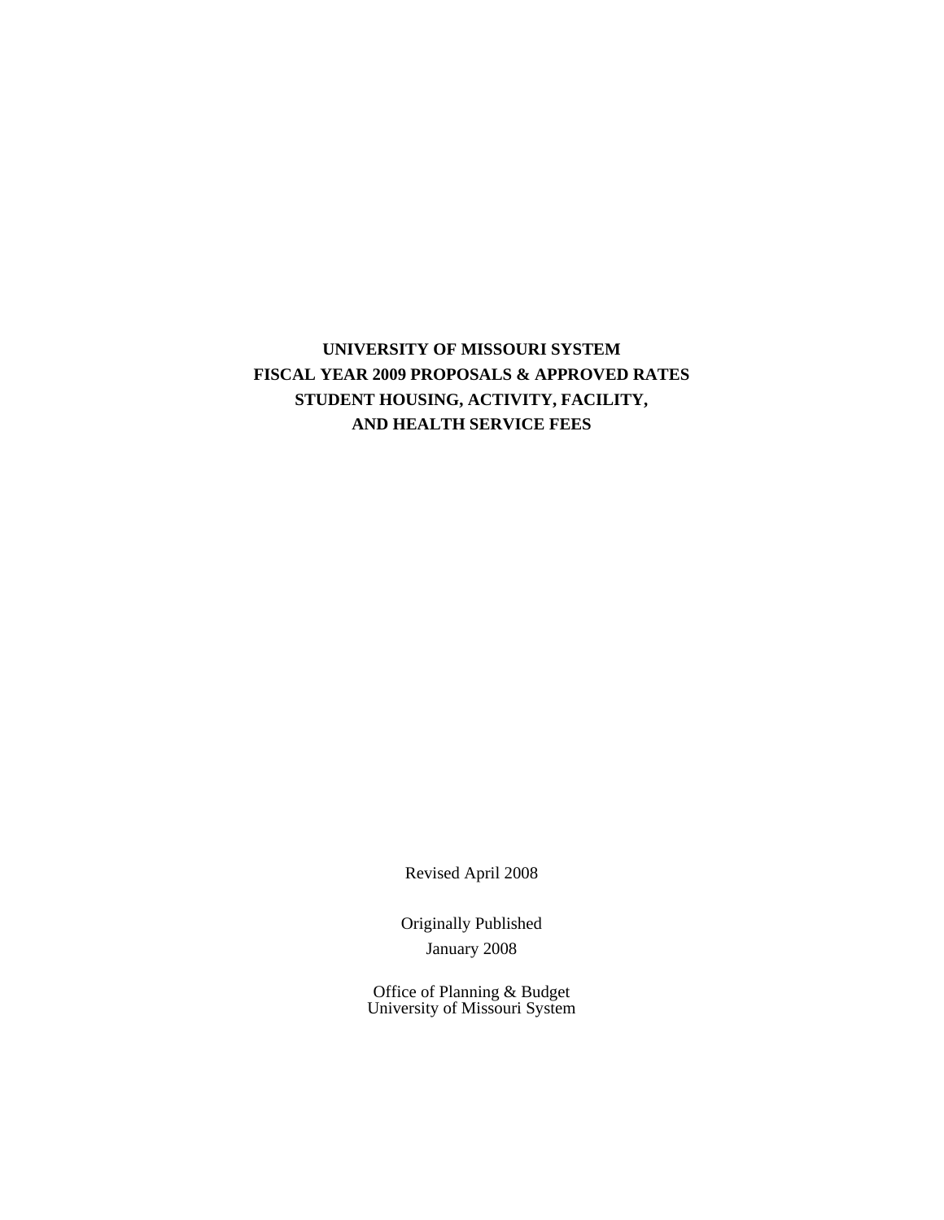# UNIVERSITY OF MISSOURI SYSTEM
# FISCAL YEAR 2009 PROPOSALS & APPROVED RATES
# STUDENT HOUSING, ACTIVITY, FACILITY, AND HEALTH SERVICE FEES

Revised April 2008

Originally Published
January 2008

Office of Planning & Budget
University of Missouri System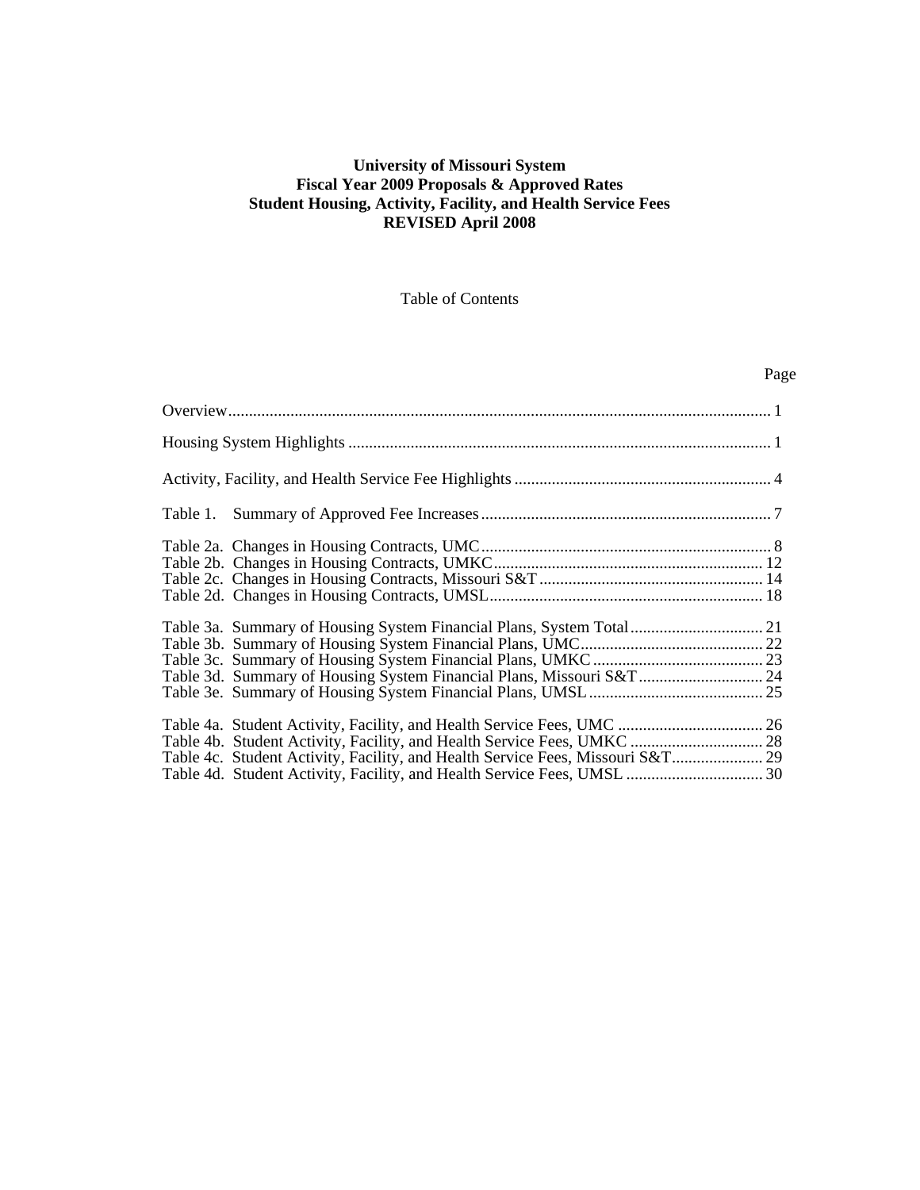# University of Missouri System
# Fiscal Year 2009 Proposals & Approved Rates
# Student Housing, Activity, Facility, and Health Service Fees
# REVISED April 2008

Table of Contents

| | Page |
|---|---|
| Overview | 1 |
| Housing System Highlights | 1 |
| Activity, Facility, and Health Service Fee Highlights | 4 |
| Table 1. Summary of Approved Fee Increases | 7 |
| Table 2a. Changes in Housing Contracts, UMC | 8 |
| Table 2b. Changes in Housing Contracts, UMKC | 12 |
| Table 2c. Changes in Housing Contracts, Missouri S&T | 14 |
| Table 2d. Changes in Housing Contracts, UMSL | 18 |
| Table 3a. Summary of Housing System Financial Plans, System Total | 21 |
| Table 3b. Summary of Housing System Financial Plans, UMC | 22 |
| Table 3c. Summary of Housing System Financial Plans, UMKC | 23 |
| Table 3d. Summary of Housing System Financial Plans, Missouri S&T | 24 |
| Table 3e. Summary of Housing System Financial Plans, UMSL | 25 |
| Table 4a. Student Activity, Facility, and Health Service Fees, UMC | 26 |
| Table 4b. Student Activity, Facility, and Health Service Fees, UMKC | 28 |
| Table 4c. Student Activity, Facility, and Health Service Fees, Missouri S&T | 29 |
| Table 4d. Student Activity, Facility, and Health Service Fees, UMSL | 30 |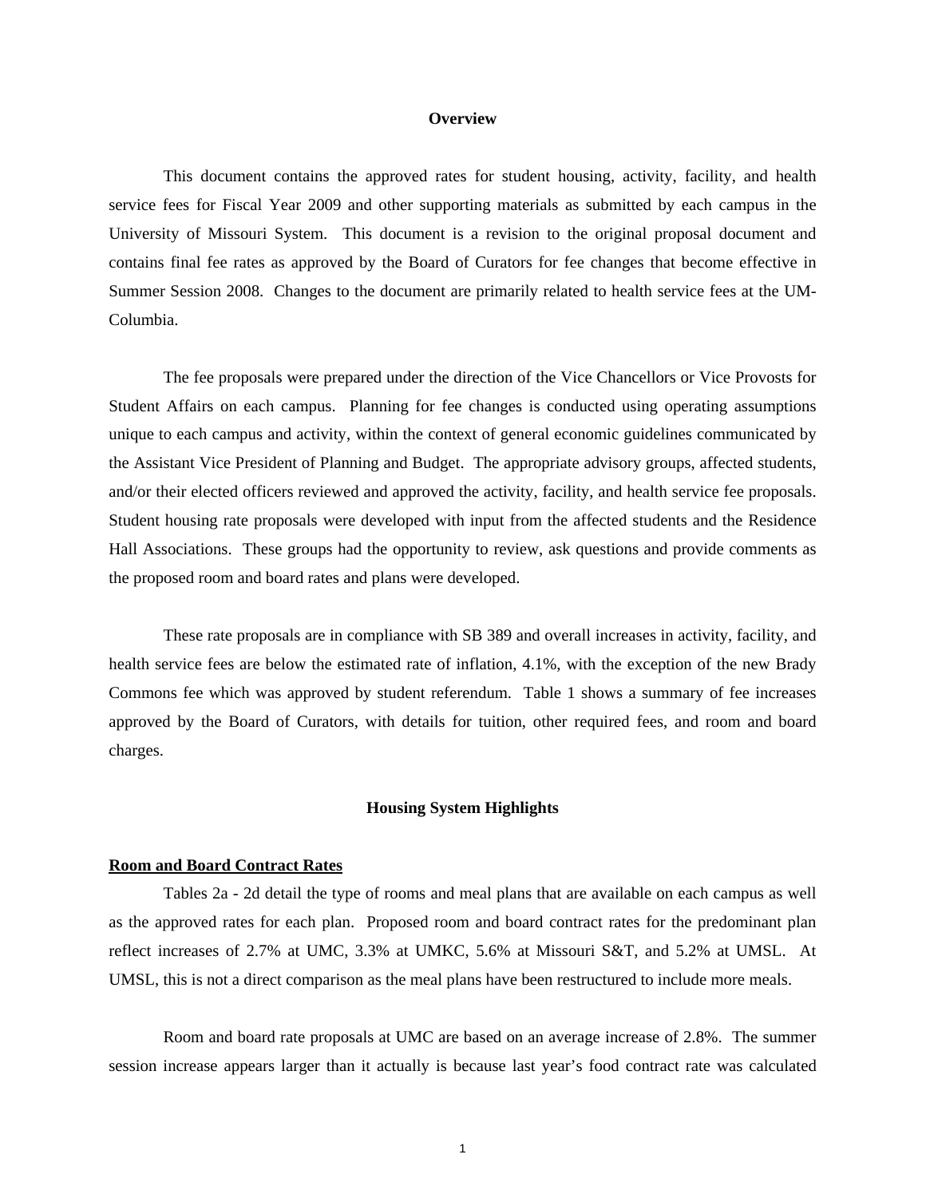## Overview

This document contains the approved rates for student housing, activity, facility, and health service fees for Fiscal Year 2009 and other supporting materials as submitted by each campus in the University of Missouri System. This document is a revision to the original proposal document and contains final fee rates as approved by the Board of Curators for fee changes that become effective in Summer Session 2008. Changes to the document are primarily related to health service fees at the UM-Columbia.

The fee proposals were prepared under the direction of the Vice Chancellors or Vice Provosts for Student Affairs on each campus. Planning for fee changes is conducted using operating assumptions unique to each campus and activity, within the context of general economic guidelines communicated by the Assistant Vice President of Planning and Budget. The appropriate advisory groups, affected students, and/or their elected officers reviewed and approved the activity, facility, and health service fee proposals. Student housing rate proposals were developed with input from the affected students and the Residence Hall Associations. These groups had the opportunity to review, ask questions and provide comments as the proposed room and board rates and plans were developed.

These rate proposals are in compliance with SB 389 and overall increases in activity, facility, and health service fees are below the estimated rate of inflation, 4.1%, with the exception of the new Brady Commons fee which was approved by student referendum. Table 1 shows a summary of fee increases approved by the Board of Curators, with details for tuition, other required fees, and room and board charges.

## Housing System Highlights

**Room and Board Contract Rates**

Tables 2a - 2d detail the type of rooms and meal plans that are available on each campus as well as the approved rates for each plan. Proposed room and board contract rates for the predominant plan reflect increases of 2.7% at UMC, 3.3% at UMKC, 5.6% at Missouri S&T, and 5.2% at UMSL. At UMSL, this is not a direct comparison as the meal plans have been restructured to include more meals.

Room and board rate proposals at UMC are based on an average increase of 2.8%. The summer session increase appears larger than it actually is because last year's food contract rate was calculated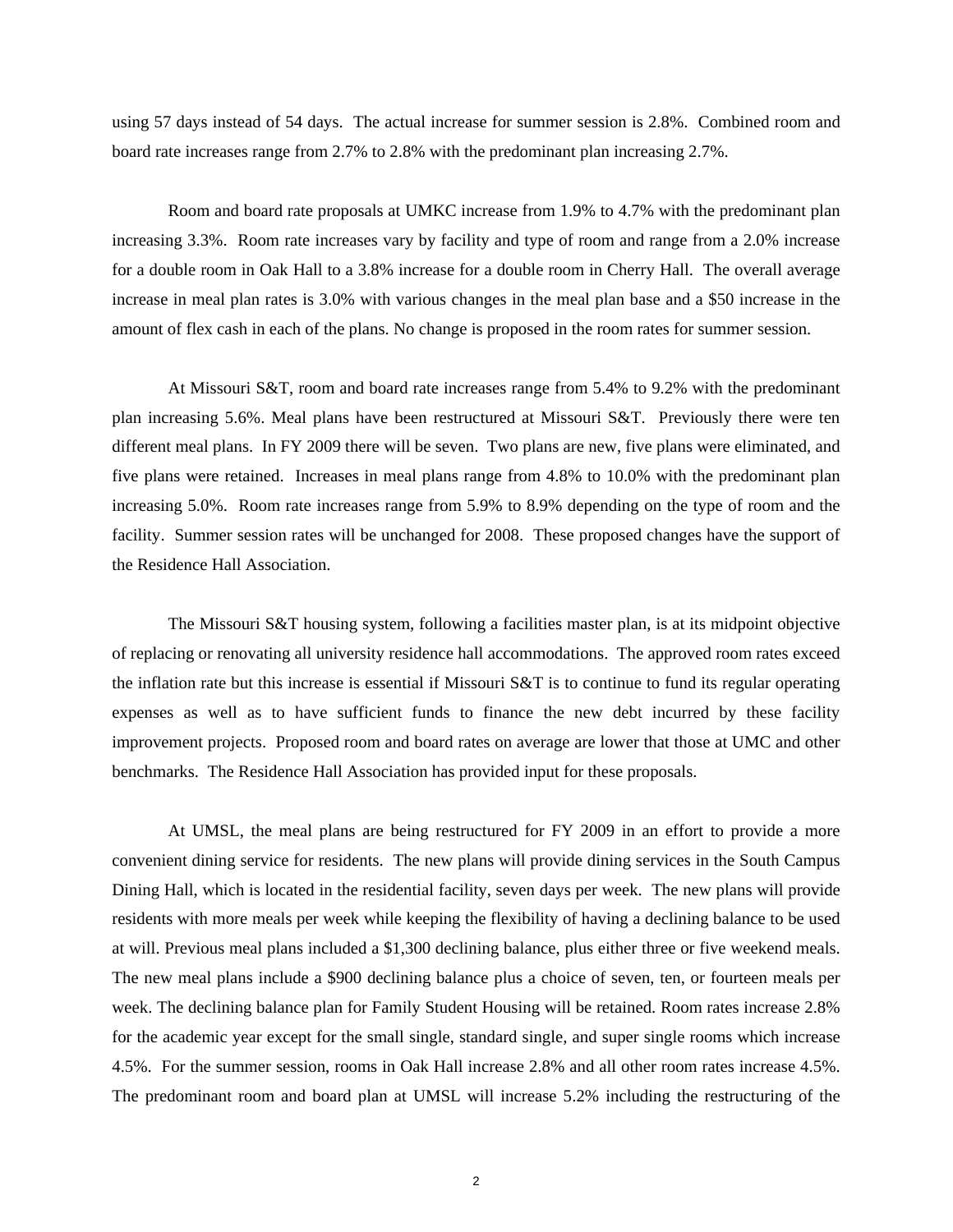using 57 days instead of 54 days. The actual increase for summer session is 2.8%. Combined room and board rate increases range from 2.7% to 2.8% with the predominant plan increasing 2.7%.

Room and board rate proposals at UMKC increase from 1.9% to 4.7% with the predominant plan increasing 3.3%. Room rate increases vary by facility and type of room and range from a 2.0% increase for a double room in Oak Hall to a 3.8% increase for a double room in Cherry Hall. The overall average increase in meal plan rates is 3.0% with various changes in the meal plan base and a $50 increase in the amount of flex cash in each of the plans. No change is proposed in the room rates for summer session.

At Missouri S&T, room and board rate increases range from 5.4% to 9.2% with the predominant plan increasing 5.6%. Meal plans have been restructured at Missouri S&T. Previously there were ten different meal plans. In FY 2009 there will be seven. Two plans are new, five plans were eliminated, and five plans were retained. Increases in meal plans range from 4.8% to 10.0% with the predominant plan increasing 5.0%. Room rate increases range from 5.9% to 8.9% depending on the type of room and the facility. Summer session rates will be unchanged for 2008. These proposed changes have the support of the Residence Hall Association.

The Missouri S&T housing system, following a facilities master plan, is at its midpoint objective of replacing or renovating all university residence hall accommodations. The approved room rates exceed the inflation rate but this increase is essential if Missouri S&T is to continue to fund its regular operating expenses as well as to have sufficient funds to finance the new debt incurred by these facility improvement projects. Proposed room and board rates on average are lower that those at UMC and other benchmarks. The Residence Hall Association has provided input for these proposals.

At UMSL, the meal plans are being restructured for FY 2009 in an effort to provide a more convenient dining service for residents. The new plans will provide dining services in the South Campus Dining Hall, which is located in the residential facility, seven days per week. The new plans will provide residents with more meals per week while keeping the flexibility of having a declining balance to be used at will. Previous meal plans included a $1,300 declining balance, plus either three or five weekend meals. The new meal plans include a $900 declining balance plus a choice of seven, ten, or fourteen meals per week. The declining balance plan for Family Student Housing will be retained. Room rates increase 2.8% for the academic year except for the small single, standard single, and super single rooms which increase 4.5%. For the summer session, rooms in Oak Hall increase 2.8% and all other room rates increase 4.5%. The predominant room and board plan at UMSL will increase 5.2% including the restructuring of the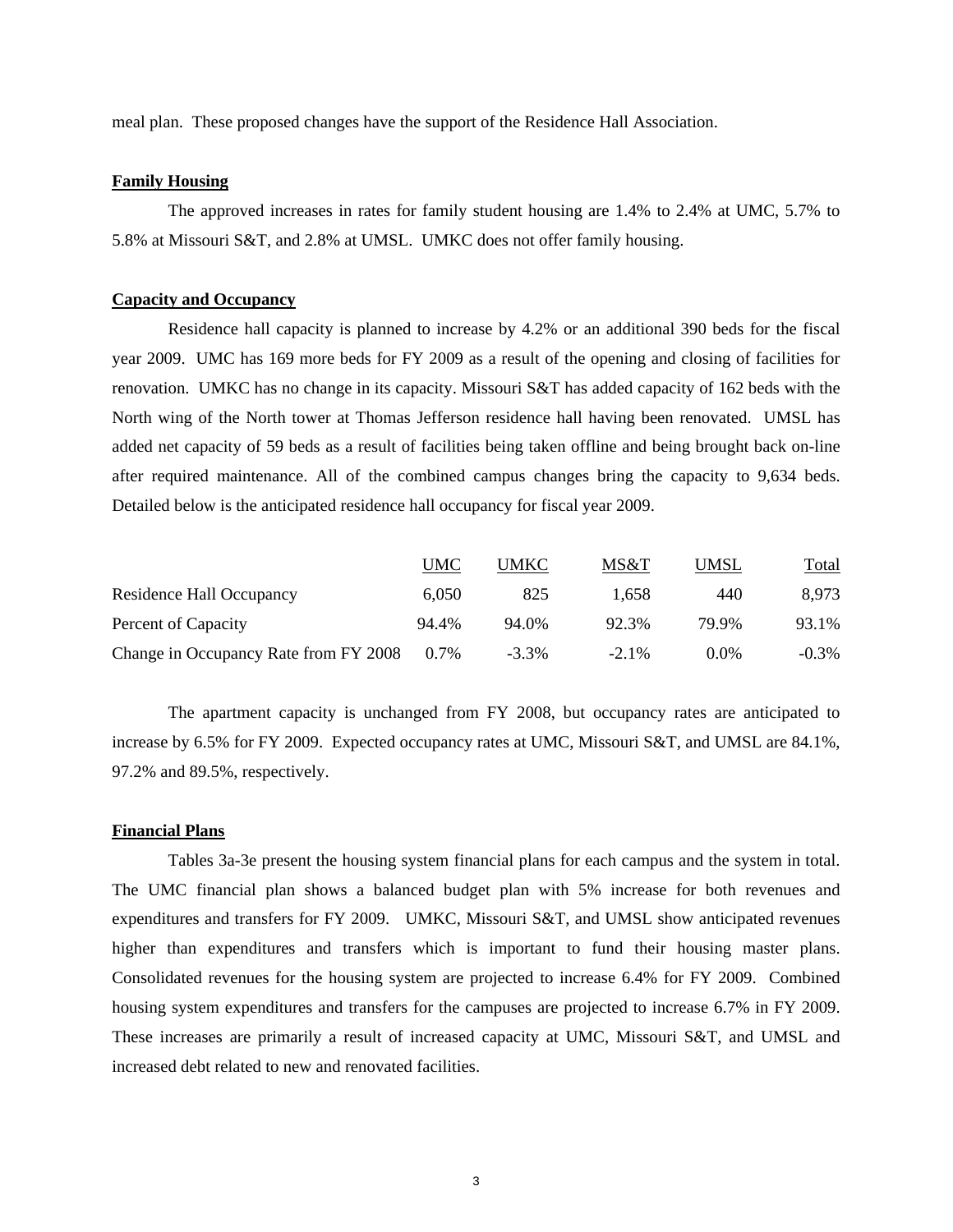meal plan. These proposed changes have the support of the Residence Hall Association.

**Family Housing**

The approved increases in rates for family student housing are 1.4% to 2.4% at UMC, 5.7% to 5.8% at Missouri S&T, and 2.8% at UMSL. UMKC does not offer family housing.

**Capacity and Occupancy**

Residence hall capacity is planned to increase by 4.2% or an additional 390 beds for the fiscal year 2009. UMC has 169 more beds for FY 2009 as a result of the opening and closing of facilities for renovation. UMKC has no change in its capacity. Missouri S&T has added capacity of 162 beds with the North wing of the North tower at Thomas Jefferson residence hall having been renovated. UMSL has added net capacity of 59 beds as a result of facilities being taken offline and being brought back on-line after required maintenance. All of the combined campus changes bring the capacity to 9,634 beds. Detailed below is the anticipated residence hall occupancy for fiscal year 2009.

| | UMC | UMKC | MS&T | UMSL | Total |
|---|---|---|---|---|---|
| Residence Hall Occupancy | 6,050 | 825 | 1,658 | 440 | 8,973 |
| Percent of Capacity | 94.4% | 94.0% | 92.3% | 79.9% | 93.1% |
| Change in Occupancy Rate from FY 2008 | 0.7% | -3.3% | -2.1% | 0.0% | -0.3% |

The apartment capacity is unchanged from FY 2008, but occupancy rates are anticipated to increase by 6.5% for FY 2009. Expected occupancy rates at UMC, Missouri S&T, and UMSL are 84.1%, 97.2% and 89.5%, respectively.

**Financial Plans**

Tables 3a-3e present the housing system financial plans for each campus and the system in total. The UMC financial plan shows a balanced budget plan with 5% increase for both revenues and expenditures and transfers for FY 2009. UMKC, Missouri S&T, and UMSL show anticipated revenues higher than expenditures and transfers which is important to fund their housing master plans. Consolidated revenues for the housing system are projected to increase 6.4% for FY 2009. Combined housing system expenditures and transfers for the campuses are projected to increase 6.7% in FY 2009. These increases are primarily a result of increased capacity at UMC, Missouri S&T, and UMSL and increased debt related to new and renovated facilities.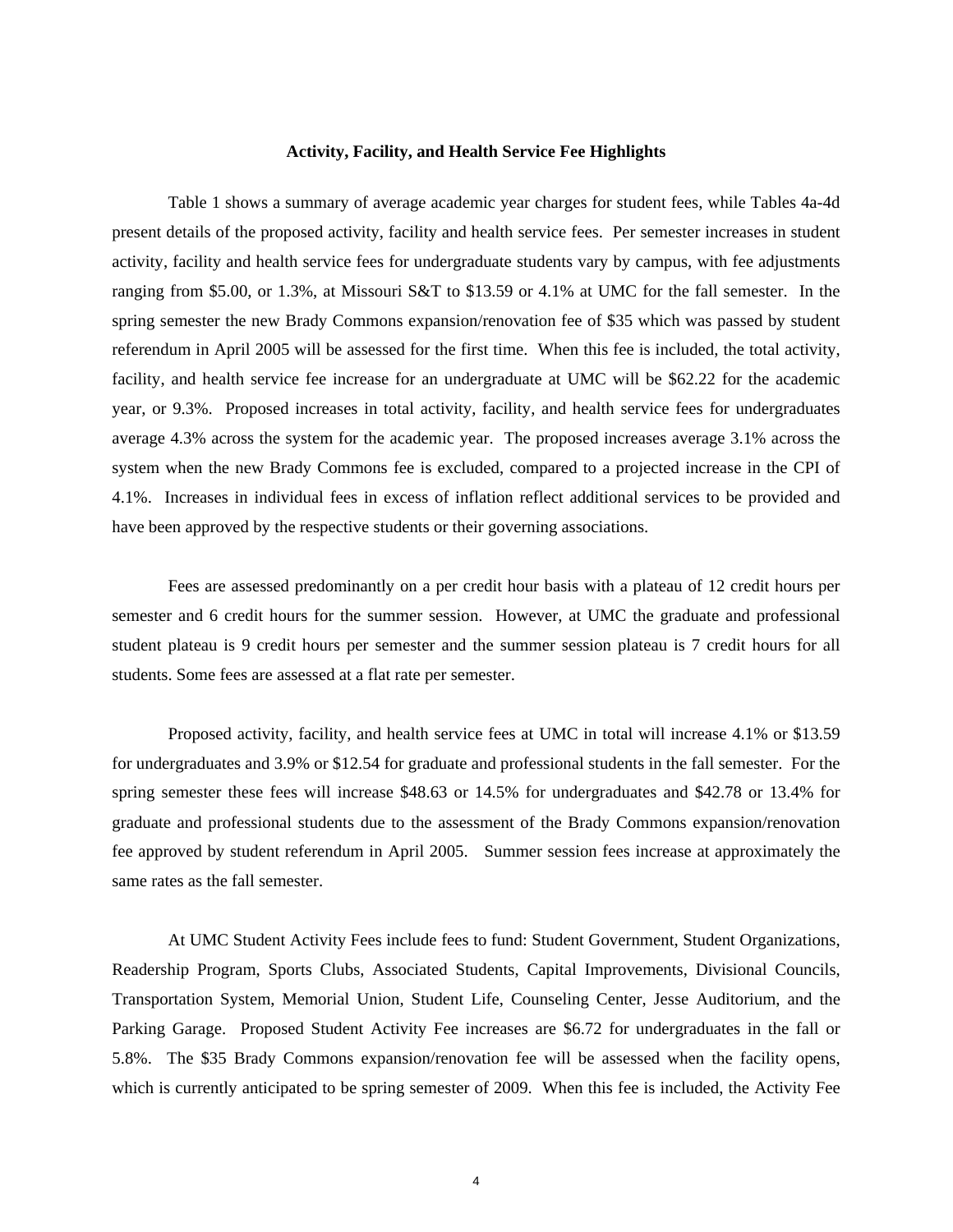### Activity, Facility, and Health Service Fee Highlights

Table 1 shows a summary of average academic year charges for student fees, while Tables 4a-4d present details of the proposed activity, facility and health service fees. Per semester increases in student activity, facility and health service fees for undergraduate students vary by campus, with fee adjustments ranging from $5.00, or 1.3%, at Missouri S&T to $13.59 or 4.1% at UMC for the fall semester. In the spring semester the new Brady Commons expansion/renovation fee of $35 which was passed by student referendum in April 2005 will be assessed for the first time. When this fee is included, the total activity, facility, and health service fee increase for an undergraduate at UMC will be $62.22 for the academic year, or 9.3%. Proposed increases in total activity, facility, and health service fees for undergraduates average 4.3% across the system for the academic year. The proposed increases average 3.1% across the system when the new Brady Commons fee is excluded, compared to a projected increase in the CPI of 4.1%. Increases in individual fees in excess of inflation reflect additional services to be provided and have been approved by the respective students or their governing associations.

Fees are assessed predominantly on a per credit hour basis with a plateau of 12 credit hours per semester and 6 credit hours for the summer session. However, at UMC the graduate and professional student plateau is 9 credit hours per semester and the summer session plateau is 7 credit hours for all students. Some fees are assessed at a flat rate per semester.

Proposed activity, facility, and health service fees at UMC in total will increase 4.1% or $13.59 for undergraduates and 3.9% or $12.54 for graduate and professional students in the fall semester. For the spring semester these fees will increase $48.63 or 14.5% for undergraduates and $42.78 or 13.4% for graduate and professional students due to the assessment of the Brady Commons expansion/renovation fee approved by student referendum in April 2005. Summer session fees increase at approximately the same rates as the fall semester.

At UMC Student Activity Fees include fees to fund: Student Government, Student Organizations, Readership Program, Sports Clubs, Associated Students, Capital Improvements, Divisional Councils, Transportation System, Memorial Union, Student Life, Counseling Center, Jesse Auditorium, and the Parking Garage. Proposed Student Activity Fee increases are $6.72 for undergraduates in the fall or 5.8%. The $35 Brady Commons expansion/renovation fee will be assessed when the facility opens, which is currently anticipated to be spring semester of 2009. When this fee is included, the Activity Fee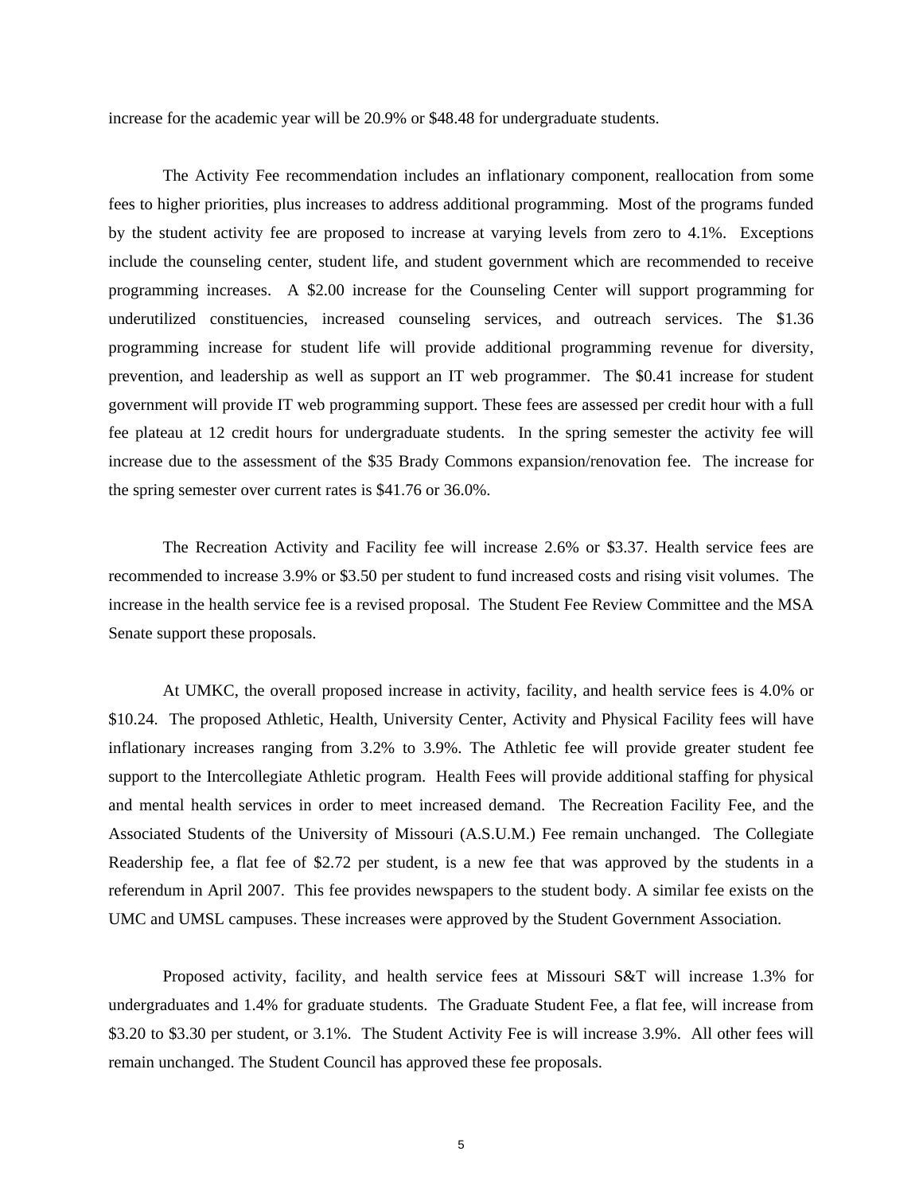increase for the academic year will be 20.9% or $48.48 for undergraduate students.

The Activity Fee recommendation includes an inflationary component, reallocation from some fees to higher priorities, plus increases to address additional programming. Most of the programs funded by the student activity fee are proposed to increase at varying levels from zero to 4.1%. Exceptions include the counseling center, student life, and student government which are recommended to receive programming increases. A $2.00 increase for the Counseling Center will support programming for underutilized constituencies, increased counseling services, and outreach services. The $1.36 programming increase for student life will provide additional programming revenue for diversity, prevention, and leadership as well as support an IT web programmer. The $0.41 increase for student government will provide IT web programming support. These fees are assessed per credit hour with a full fee plateau at 12 credit hours for undergraduate students. In the spring semester the activity fee will increase due to the assessment of the $35 Brady Commons expansion/renovation fee. The increase for the spring semester over current rates is $41.76 or 36.0%.

The Recreation Activity and Facility fee will increase 2.6% or $3.37. Health service fees are recommended to increase 3.9% or $3.50 per student to fund increased costs and rising visit volumes. The increase in the health service fee is a revised proposal. The Student Fee Review Committee and the MSA Senate support these proposals.

At UMKC, the overall proposed increase in activity, facility, and health service fees is 4.0% or $10.24. The proposed Athletic, Health, University Center, Activity and Physical Facility fees will have inflationary increases ranging from 3.2% to 3.9%. The Athletic fee will provide greater student fee support to the Intercollegiate Athletic program. Health Fees will provide additional staffing for physical and mental health services in order to meet increased demand. The Recreation Facility Fee, and the Associated Students of the University of Missouri (A.S.U.M.) Fee remain unchanged. The Collegiate Readership fee, a flat fee of $2.72 per student, is a new fee that was approved by the students in a referendum in April 2007. This fee provides newspapers to the student body. A similar fee exists on the UMC and UMSL campuses. These increases were approved by the Student Government Association.

Proposed activity, facility, and health service fees at Missouri S&T will increase 1.3% for undergraduates and 1.4% for graduate students. The Graduate Student Fee, a flat fee, will increase from $3.20 to $3.30 per student, or 3.1%. The Student Activity Fee is will increase 3.9%. All other fees will remain unchanged. The Student Council has approved these fee proposals.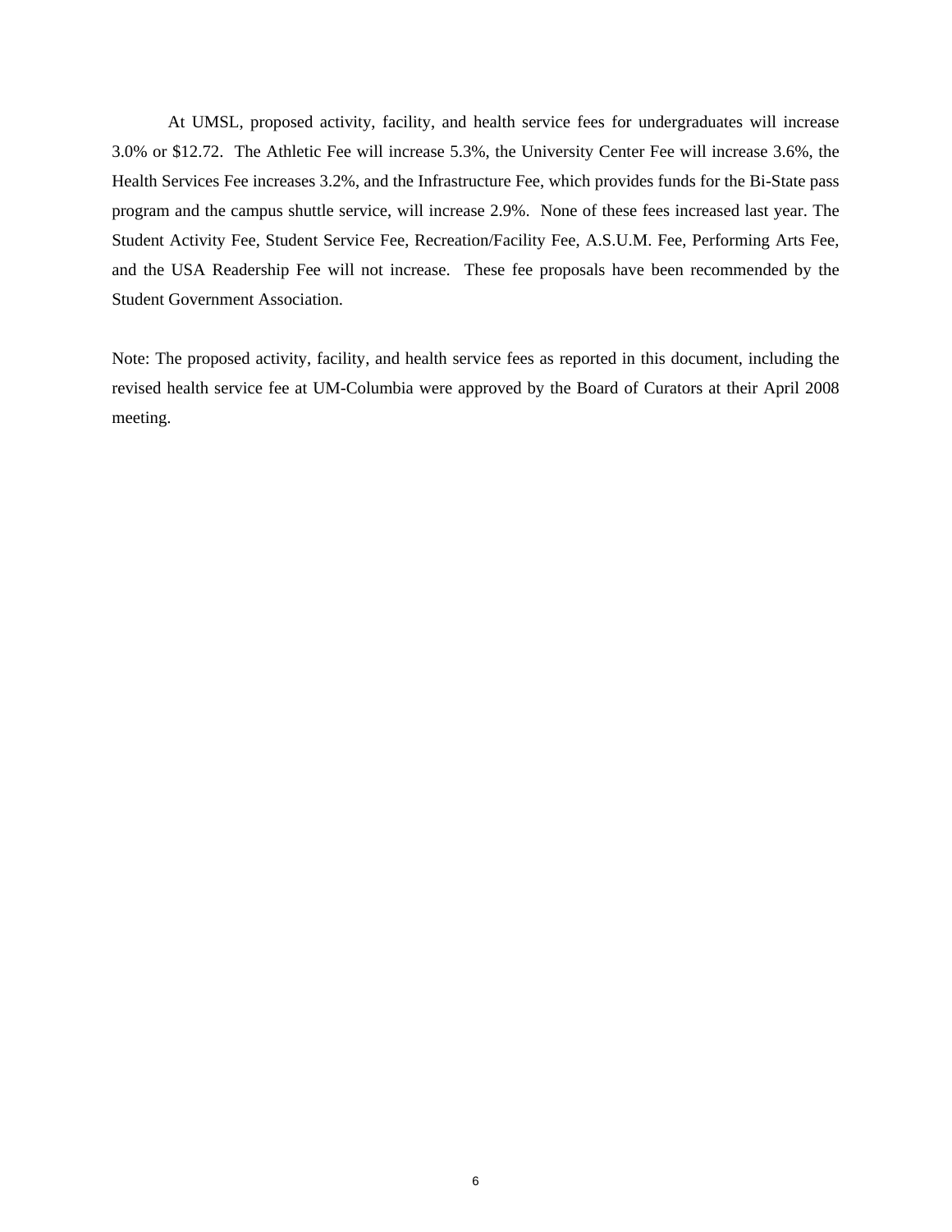At UMSL, proposed activity, facility, and health service fees for undergraduates will increase 3.0% or $12.72. The Athletic Fee will increase 5.3%, the University Center Fee will increase 3.6%, the Health Services Fee increases 3.2%, and the Infrastructure Fee, which provides funds for the Bi-State pass program and the campus shuttle service, will increase 2.9%. None of these fees increased last year. The Student Activity Fee, Student Service Fee, Recreation/Facility Fee, A.S.U.M. Fee, Performing Arts Fee, and the USA Readership Fee will not increase. These fee proposals have been recommended by the Student Government Association.

Note: The proposed activity, facility, and health service fees as reported in this document, including the revised health service fee at UM-Columbia were approved by the Board of Curators at their April 2008 meeting.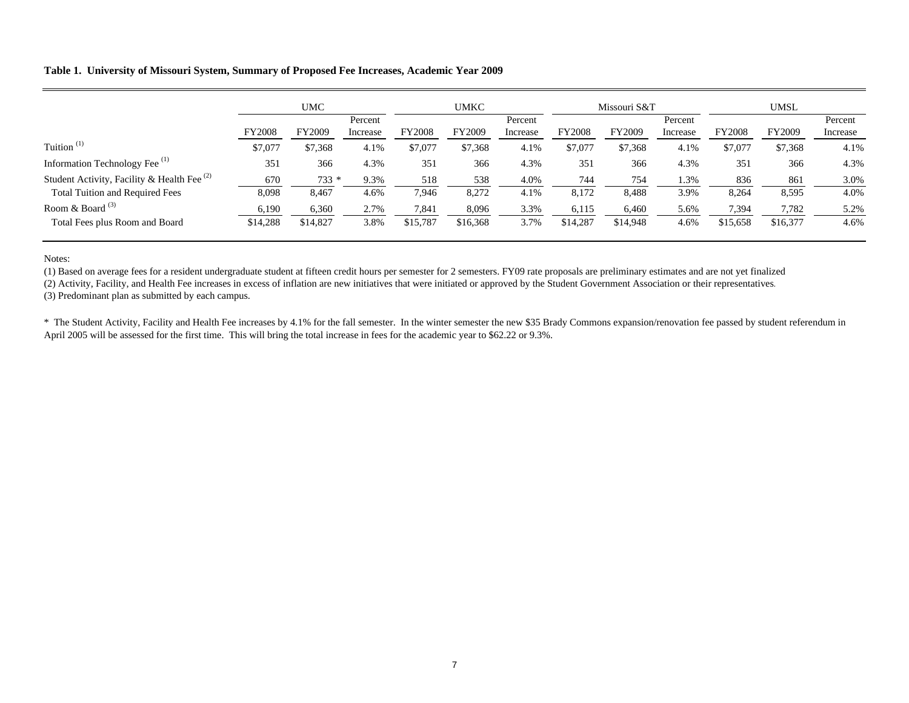**Table 1. University of Missouri System, Summary of Proposed Fee Increases, Academic Year 2009**

| | UMC | | | UMKC | | | Missouri S&T | | | UMSL | | |
|---|---|---|---|---|---|---|---|---|---|---|---|---|
| | FY2008 | FY2009 | Percent Increase | FY2008 | FY2009 | Percent Increase | FY2008 | FY2009 | Percent Increase | FY2008 | FY2009 | Percent Increase |
| Tuition (1) | $7,077 | $7,368 | 4.1% | $7,077 | $7,368 | 4.1% | $7,077 | $7,368 | 4.1% | $7,077 | $7,368 | 4.1% |
| Information Technology Fee (1) | 351 | 366 | 4.3% | 351 | 366 | 4.3% | 351 | 366 | 4.3% | 351 | 366 | 4.3% |
| Student Activity, Facility & Health Fee (2) | 670 | 733 * | 9.3% | 518 | 538 | 4.0% | 744 | 754 | 1.3% | 836 | 861 | 3.0% |
| Total Tuition and Required Fees | 8,098 | 8,467 | 4.6% | 7,946 | 8,272 | 4.1% | 8,172 | 8,488 | 3.9% | 8,264 | 8,595 | 4.0% |
| Room & Board (3) | 6,190 | 6,360 | 2.7% | 7,841 | 8,096 | 3.3% | 6,115 | 6,460 | 5.6% | 7,394 | 7,782 | 5.2% |
| Total Fees plus Room and Board | $14,288 | $14,827 | 3.8% | $15,787 | $16,368 | 3.7% | $14,287 | $14,948 | 4.6% | $15,658 | $16,377 | 4.6% |

Notes:

(1) Based on average fees for a resident undergraduate student at fifteen credit hours per semester for 2 semesters. FY09 rate proposals are preliminary estimates and are not yet finalized

(2) Activity, Facility, and Health Fee increases in excess of inflation are new initiatives that were initiated or approved by the Student Government Association or their representatives.

(3) Predominant plan as submitted by each campus.

* The Student Activity, Facility and Health Fee increases by 4.1% for the fall semester. In the winter semester the new $35 Brady Commons expansion/renovation fee passed by student referendum in April 2005 will be assessed for the first time. This will bring the total increase in fees for the academic year to $62.22 or 9.3%.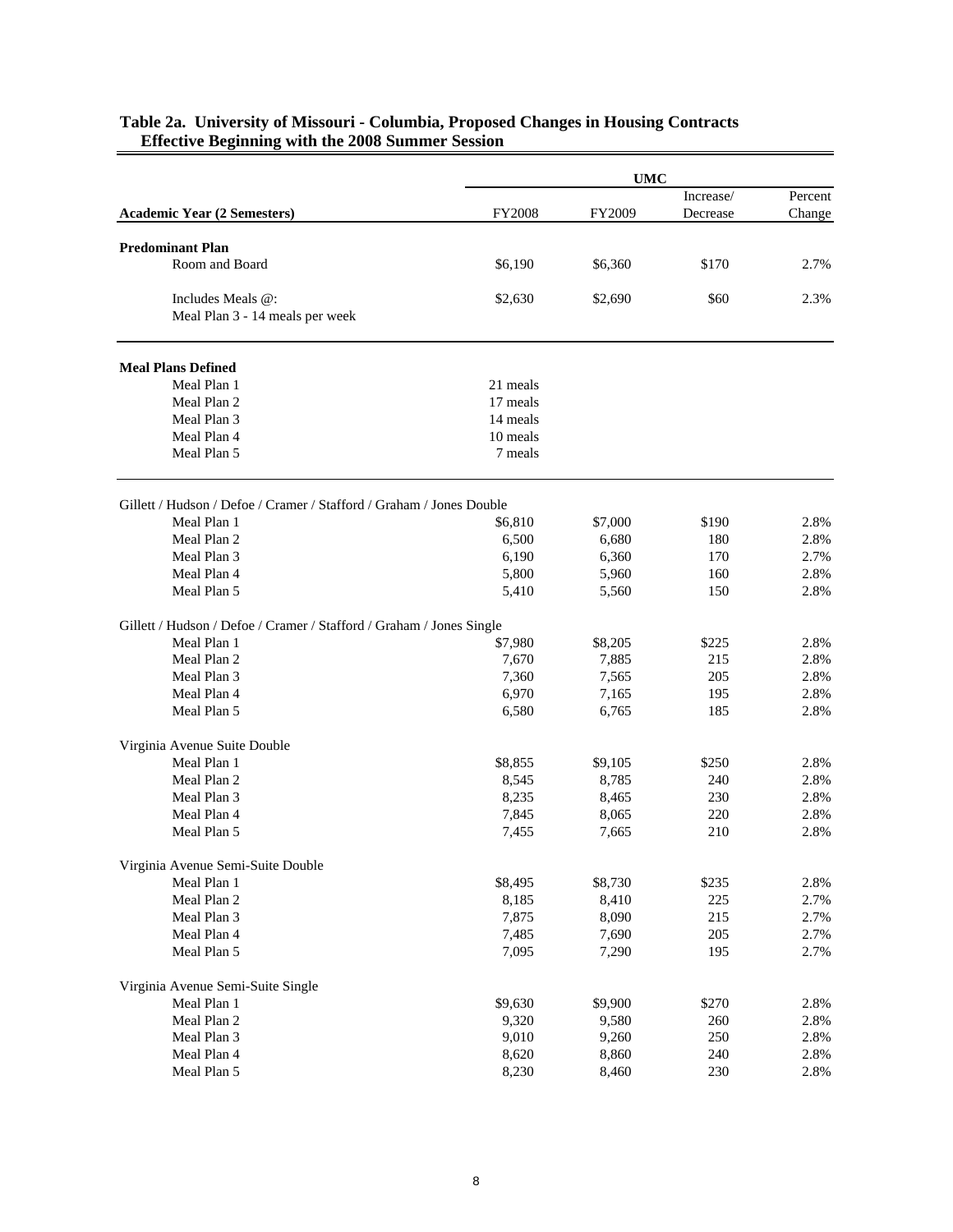## Table 2a. University of Missouri - Columbia, Proposed Changes in Housing Contracts Effective Beginning with the 2008 Summer Session

| | UMC | | | |
|---|---|---|---|---|
| **Academic Year (2 Semesters)** | FY2008 | FY2009 | Increase/ Decrease | Percent Change |
| **Predominant Plan** | | | | |
| Room and Board | $6,190 | $6,360 | $170 | 2.7% |
| Includes Meals @: Meal Plan 3 - 14 meals per week | $2,630 | $2,690 | $60 | 2.3% |
| **Meal Plans Defined** | | | | |
| Meal Plan 1 | 21 meals | | | |
| Meal Plan 2 | 17 meals | | | |
| Meal Plan 3 | 14 meals | | | |
| Meal Plan 4 | 10 meals | | | |
| Meal Plan 5 | 7 meals | | | |
| Gillett / Hudson / Defoe / Cramer / Stafford / Graham / Jones Double | | | | |
| Meal Plan 1 | $6,810 | $7,000 | $190 | 2.8% |
| Meal Plan 2 | 6,500 | 6,680 | 180 | 2.8% |
| Meal Plan 3 | 6,190 | 6,360 | 170 | 2.7% |
| Meal Plan 4 | 5,800 | 5,960 | 160 | 2.8% |
| Meal Plan 5 | 5,410 | 5,560 | 150 | 2.8% |
| Gillett / Hudson / Defoe / Cramer / Stafford / Graham / Jones Single | | | | |
| Meal Plan 1 | $7,980 | $8,205 | $225 | 2.8% |
| Meal Plan 2 | 7,670 | 7,885 | 215 | 2.8% |
| Meal Plan 3 | 7,360 | 7,565 | 205 | 2.8% |
| Meal Plan 4 | 6,970 | 7,165 | 195 | 2.8% |
| Meal Plan 5 | 6,580 | 6,765 | 185 | 2.8% |
| Virginia Avenue Suite Double | | | | |
| Meal Plan 1 | $8,855 | $9,105 | $250 | 2.8% |
| Meal Plan 2 | 8,545 | 8,785 | 240 | 2.8% |
| Meal Plan 3 | 8,235 | 8,465 | 230 | 2.8% |
| Meal Plan 4 | 7,845 | 8,065 | 220 | 2.8% |
| Meal Plan 5 | 7,455 | 7,665 | 210 | 2.8% |
| Virginia Avenue Semi-Suite Double | | | | |
| Meal Plan 1 | $8,495 | $8,730 | $235 | 2.8% |
| Meal Plan 2 | 8,185 | 8,410 | 225 | 2.7% |
| Meal Plan 3 | 7,875 | 8,090 | 215 | 2.7% |
| Meal Plan 4 | 7,485 | 7,690 | 205 | 2.7% |
| Meal Plan 5 | 7,095 | 7,290 | 195 | 2.7% |
| Virginia Avenue Semi-Suite Single | | | | |
| Meal Plan 1 | $9,630 | $9,900 | $270 | 2.8% |
| Meal Plan 2 | 9,320 | 9,580 | 260 | 2.8% |
| Meal Plan 3 | 9,010 | 9,260 | 250 | 2.8% |
| Meal Plan 4 | 8,620 | 8,860 | 240 | 2.8% |
| Meal Plan 5 | 8,230 | 8,460 | 230 | 2.8% |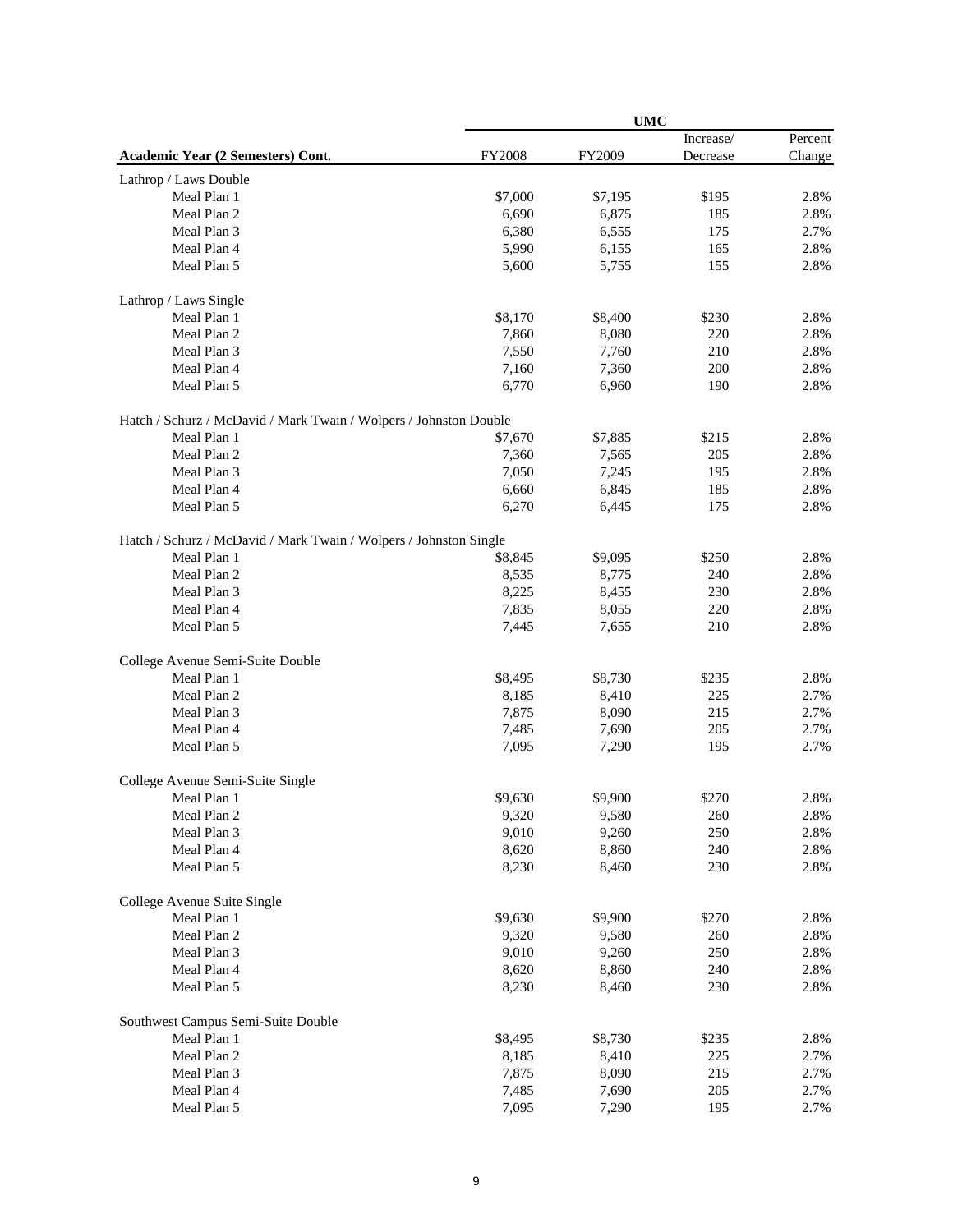| Academic Year (2 Semesters) Cont. | UMC | | | |
|---|---|---|---|---|
| | FY2008 | FY2009 | Increase/ Decrease | Percent Change |
| Lathrop / Laws Double | | | | |
| Meal Plan 1 | $7,000 | $7,195 | $195 | 2.8% |
| Meal Plan 2 | 6,690 | 6,875 | 185 | 2.8% |
| Meal Plan 3 | 6,380 | 6,555 | 175 | 2.7% |
| Meal Plan 4 | 5,990 | 6,155 | 165 | 2.8% |
| Meal Plan 5 | 5,600 | 5,755 | 155 | 2.8% |
| Lathrop / Laws Single | | | | |
| Meal Plan 1 | $8,170 | $8,400 | $230 | 2.8% |
| Meal Plan 2 | 7,860 | 8,080 | 220 | 2.8% |
| Meal Plan 3 | 7,550 | 7,760 | 210 | 2.8% |
| Meal Plan 4 | 7,160 | 7,360 | 200 | 2.8% |
| Meal Plan 5 | 6,770 | 6,960 | 190 | 2.8% |
| Hatch / Schurz / McDavid / Mark Twain / Wolpers / Johnston Double | | | | |
| Meal Plan 1 | $7,670 | $7,885 | $215 | 2.8% |
| Meal Plan 2 | 7,360 | 7,565 | 205 | 2.8% |
| Meal Plan 3 | 7,050 | 7,245 | 195 | 2.8% |
| Meal Plan 4 | 6,660 | 6,845 | 185 | 2.8% |
| Meal Plan 5 | 6,270 | 6,445 | 175 | 2.8% |
| Hatch / Schurz / McDavid / Mark Twain / Wolpers / Johnston Single | | | | |
| Meal Plan 1 | $8,845 | $9,095 | $250 | 2.8% |
| Meal Plan 2 | 8,535 | 8,775 | 240 | 2.8% |
| Meal Plan 3 | 8,225 | 8,455 | 230 | 2.8% |
| Meal Plan 4 | 7,835 | 8,055 | 220 | 2.8% |
| Meal Plan 5 | 7,445 | 7,655 | 210 | 2.8% |
| College Avenue Semi-Suite Double | | | | |
| Meal Plan 1 | $8,495 | $8,730 | $235 | 2.8% |
| Meal Plan 2 | 8,185 | 8,410 | 225 | 2.7% |
| Meal Plan 3 | 7,875 | 8,090 | 215 | 2.7% |
| Meal Plan 4 | 7,485 | 7,690 | 205 | 2.7% |
| Meal Plan 5 | 7,095 | 7,290 | 195 | 2.7% |
| College Avenue Semi-Suite Single | | | | |
| Meal Plan 1 | $9,630 | $9,900 | $270 | 2.8% |
| Meal Plan 2 | 9,320 | 9,580 | 260 | 2.8% |
| Meal Plan 3 | 9,010 | 9,260 | 250 | 2.8% |
| Meal Plan 4 | 8,620 | 8,860 | 240 | 2.8% |
| Meal Plan 5 | 8,230 | 8,460 | 230 | 2.8% |
| College Avenue Suite Single | | | | |
| Meal Plan 1 | $9,630 | $9,900 | $270 | 2.8% |
| Meal Plan 2 | 9,320 | 9,580 | 260 | 2.8% |
| Meal Plan 3 | 9,010 | 9,260 | 250 | 2.8% |
| Meal Plan 4 | 8,620 | 8,860 | 240 | 2.8% |
| Meal Plan 5 | 8,230 | 8,460 | 230 | 2.8% |
| Southwest Campus Semi-Suite Double | | | | |
| Meal Plan 1 | $8,495 | $8,730 | $235 | 2.8% |
| Meal Plan 2 | 8,185 | 8,410 | 225 | 2.7% |
| Meal Plan 3 | 7,875 | 8,090 | 215 | 2.7% |
| Meal Plan 4 | 7,485 | 7,690 | 205 | 2.7% |
| Meal Plan 5 | 7,095 | 7,290 | 195 | 2.7% |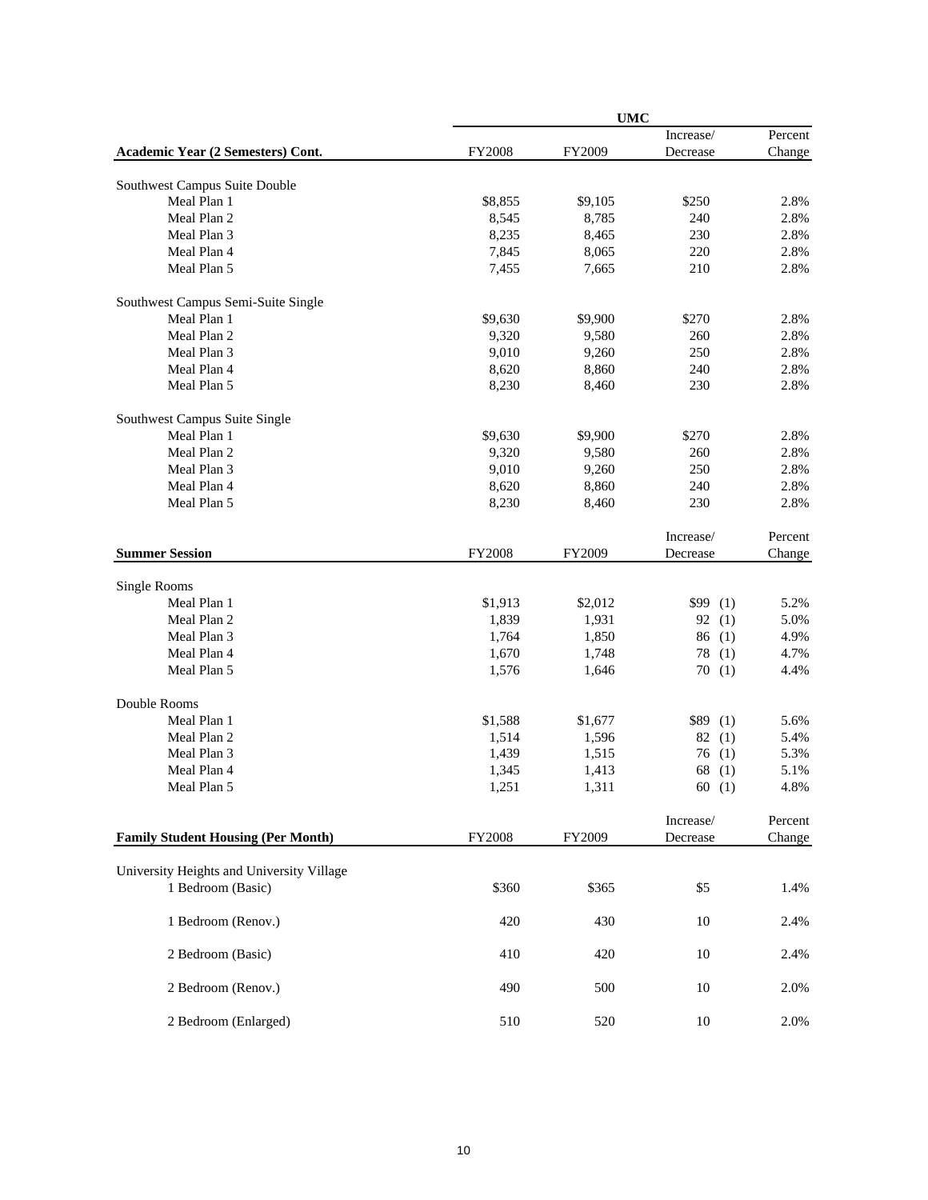| | UMC | | | |
|---|---|---|---|---|
| **Academic Year (2 Semesters) Cont.** | FY2008 | FY2009 | Increase/ Decrease | Percent Change |
| Southwest Campus Suite Double | | | | |
| Meal Plan 1 | $8,855 | $9,105 | $250 | 2.8% |
| Meal Plan 2 | 8,545 | 8,785 | 240 | 2.8% |
| Meal Plan 3 | 8,235 | 8,465 | 230 | 2.8% |
| Meal Plan 4 | 7,845 | 8,065 | 220 | 2.8% |
| Meal Plan 5 | 7,455 | 7,665 | 210 | 2.8% |
| Southwest Campus Semi-Suite Single | | | | |
| Meal Plan 1 | $9,630 | $9,900 | $270 | 2.8% |
| Meal Plan 2 | 9,320 | 9,580 | 260 | 2.8% |
| Meal Plan 3 | 9,010 | 9,260 | 250 | 2.8% |
| Meal Plan 4 | 8,620 | 8,860 | 240 | 2.8% |
| Meal Plan 5 | 8,230 | 8,460 | 230 | 2.8% |
| Southwest Campus Suite Single | | | | |
| Meal Plan 1 | $9,630 | $9,900 | $270 | 2.8% |
| Meal Plan 2 | 9,320 | 9,580 | 260 | 2.8% |
| Meal Plan 3 | 9,010 | 9,260 | 250 | 2.8% |
| Meal Plan 4 | 8,620 | 8,860 | 240 | 2.8% |
| Meal Plan 5 | 8,230 | 8,460 | 230 | 2.8% |

| **Summer Session** | FY2008 | FY2009 | Increase/ Decrease | Percent Change |
|---|---|---|---|---|
| Single Rooms | | | | |
| Meal Plan 1 | $1,913 | $2,012 | $99 (1) | 5.2% |
| Meal Plan 2 | 1,839 | 1,931 | 92 (1) | 5.0% |
| Meal Plan 3 | 1,764 | 1,850 | 86 (1) | 4.9% |
| Meal Plan 4 | 1,670 | 1,748 | 78 (1) | 4.7% |
| Meal Plan 5 | 1,576 | 1,646 | 70 (1) | 4.4% |
| Double Rooms | | | | |
| Meal Plan 1 | $1,588 | $1,677 | $89 (1) | 5.6% |
| Meal Plan 2 | 1,514 | 1,596 | 82 (1) | 5.4% |
| Meal Plan 3 | 1,439 | 1,515 | 76 (1) | 5.3% |
| Meal Plan 4 | 1,345 | 1,413 | 68 (1) | 5.1% |
| Meal Plan 5 | 1,251 | 1,311 | 60 (1) | 4.8% |

| **Family Student Housing (Per Month)** | FY2008 | FY2009 | Increase/ Decrease | Percent Change |
|---|---|---|---|---|
| University Heights and University Village | | | | |
| 1 Bedroom (Basic) | $360 | $365 | $5 | 1.4% |
| 1 Bedroom (Renov.) | 420 | 430 | 10 | 2.4% |
| 2 Bedroom (Basic) | 410 | 420 | 10 | 2.4% |
| 2 Bedroom (Renov.) | 490 | 500 | 10 | 2.0% |
| 2 Bedroom (Enlarged) | 510 | 520 | 10 | 2.0% |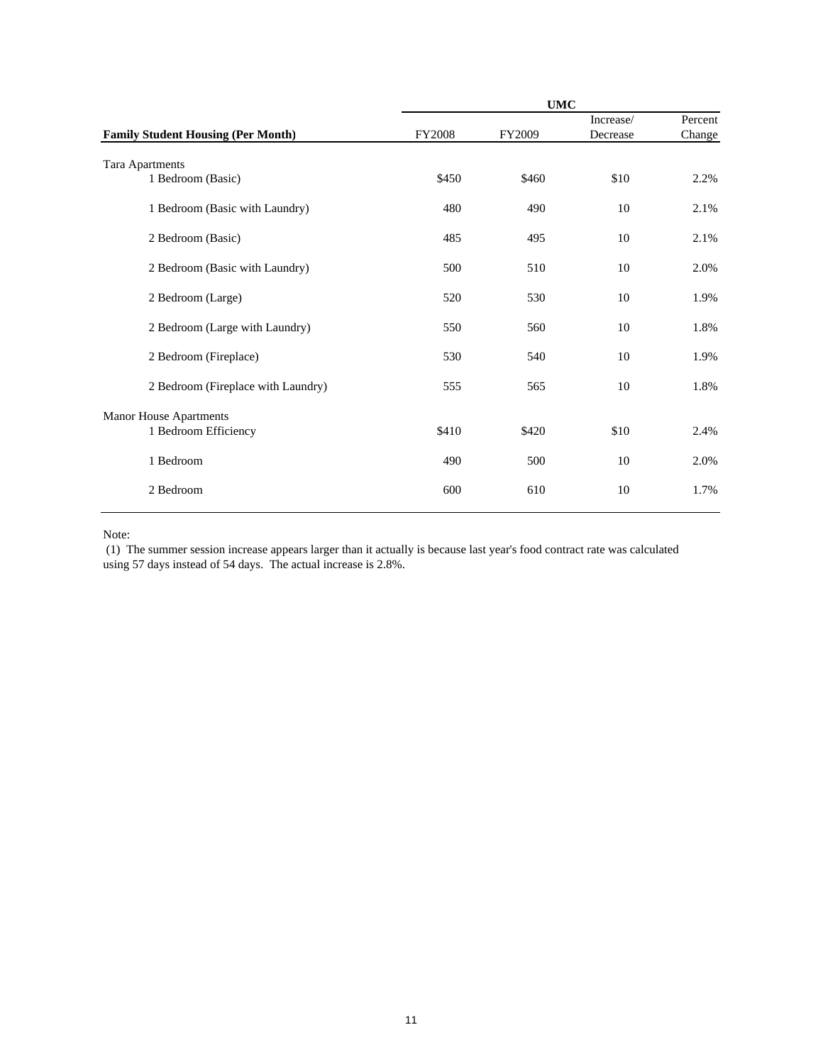| Family Student Housing (Per Month) | UMC | | | |
|---|---|---|---|---|
| | FY2008 | FY2009 | Increase/ Decrease | Percent Change |
| Tara Apartments | | | | |
| 1 Bedroom (Basic) | $450 | $460 | $10 | 2.2% |
| 1 Bedroom (Basic with Laundry) | 480 | 490 | 10 | 2.1% |
| 2 Bedroom (Basic) | 485 | 495 | 10 | 2.1% |
| 2 Bedroom (Basic with Laundry) | 500 | 510 | 10 | 2.0% |
| 2 Bedroom (Large) | 520 | 530 | 10 | 1.9% |
| 2 Bedroom (Large with Laundry) | 550 | 560 | 10 | 1.8% |
| 2 Bedroom (Fireplace) | 530 | 540 | 10 | 1.9% |
| 2 Bedroom (Fireplace with Laundry) | 555 | 565 | 10 | 1.8% |
| Manor House Apartments | | | | |
| 1 Bedroom Efficiency | $410 | $420 | $10 | 2.4% |
| 1 Bedroom | 490 | 500 | 10 | 2.0% |
| 2 Bedroom | 600 | 610 | 10 | 1.7% |

Note:
(1) The summer session increase appears larger than it actually is because last year's food contract rate was calculated using 57 days instead of 54 days. The actual increase is 2.8%.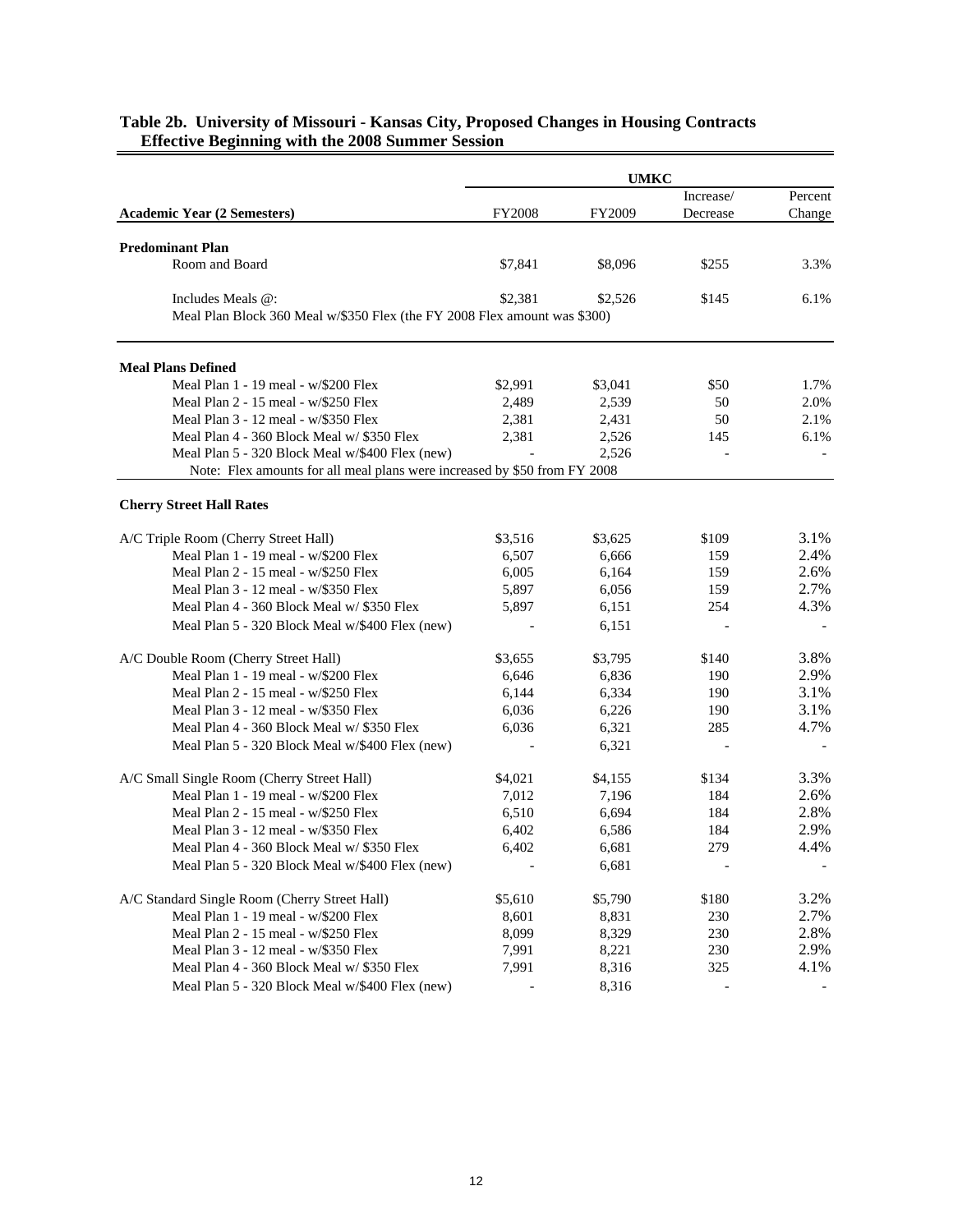## Table 2b. University of Missouri - Kansas City, Proposed Changes in Housing Contracts Effective Beginning with the 2008 Summer Session

| | UMKC | | | |
|---|---|---|---|---|
| **Academic Year (2 Semesters)** | FY2008 | FY2009 | Increase/ Decrease | Percent Change |
| **Predominant Plan** | | | | |
| Room and Board | $7,841 | $8,096 | $255 | 3.3% |
| Includes Meals @: | $2,381 | $2,526 | $145 | 6.1% |
| Meal Plan Block 360 Meal w/$350 Flex (the FY 2008 Flex amount was $300) | | | | |
| **Meal Plans Defined** | | | | |
| Meal Plan 1 - 19 meal - w/$200 Flex | $2,991 | $3,041 | $50 | 1.7% |
| Meal Plan 2 - 15 meal - w/$250 Flex | 2,489 | 2,539 | 50 | 2.0% |
| Meal Plan 3 - 12 meal - w/$350 Flex | 2,381 | 2,431 | 50 | 2.1% |
| Meal Plan 4 - 360 Block Meal w/ $350 Flex | 2,381 | 2,526 | 145 | 6.1% |
| Meal Plan 5 - 320 Block Meal w/$400 Flex (new) | - | 2,526 | - | - |
| Note: Flex amounts for all meal plans were increased by $50 from FY 2008 | | | | |
| **Cherry Street Hall Rates** | | | | |
| A/C Triple Room (Cherry Street Hall) | $3,516 | $3,625 | $109 | 3.1% |
| Meal Plan 1 - 19 meal - w/$200 Flex | 6,507 | 6,666 | 159 | 2.4% |
| Meal Plan 2 - 15 meal - w/$250 Flex | 6,005 | 6,164 | 159 | 2.6% |
| Meal Plan 3 - 12 meal - w/$350 Flex | 5,897 | 6,056 | 159 | 2.7% |
| Meal Plan 4 - 360 Block Meal w/ $350 Flex | 5,897 | 6,151 | 254 | 4.3% |
| Meal Plan 5 - 320 Block Meal w/$400 Flex (new) | - | 6,151 | - | - |
| A/C Double Room (Cherry Street Hall) | $3,655 | $3,795 | $140 | 3.8% |
| Meal Plan 1 - 19 meal - w/$200 Flex | 6,646 | 6,836 | 190 | 2.9% |
| Meal Plan 2 - 15 meal - w/$250 Flex | 6,144 | 6,334 | 190 | 3.1% |
| Meal Plan 3 - 12 meal - w/$350 Flex | 6,036 | 6,226 | 190 | 3.1% |
| Meal Plan 4 - 360 Block Meal w/ $350 Flex | 6,036 | 6,321 | 285 | 4.7% |
| Meal Plan 5 - 320 Block Meal w/$400 Flex (new) | - | 6,321 | - | - |
| A/C Small Single Room (Cherry Street Hall) | $4,021 | $4,155 | $134 | 3.3% |
| Meal Plan 1 - 19 meal - w/$200 Flex | 7,012 | 7,196 | 184 | 2.6% |
| Meal Plan 2 - 15 meal - w/$250 Flex | 6,510 | 6,694 | 184 | 2.8% |
| Meal Plan 3 - 12 meal - w/$350 Flex | 6,402 | 6,586 | 184 | 2.9% |
| Meal Plan 4 - 360 Block Meal w/ $350 Flex | 6,402 | 6,681 | 279 | 4.4% |
| Meal Plan 5 - 320 Block Meal w/$400 Flex (new) | - | 6,681 | - | - |
| A/C Standard Single Room (Cherry Street Hall) | $5,610 | $5,790 | $180 | 3.2% |
| Meal Plan 1 - 19 meal - w/$200 Flex | 8,601 | 8,831 | 230 | 2.7% |
| Meal Plan 2 - 15 meal - w/$250 Flex | 8,099 | 8,329 | 230 | 2.8% |
| Meal Plan 3 - 12 meal - w/$350 Flex | 7,991 | 8,221 | 230 | 2.9% |
| Meal Plan 4 - 360 Block Meal w/ $350 Flex | 7,991 | 8,316 | 325 | 4.1% |
| Meal Plan 5 - 320 Block Meal w/$400 Flex (new) | - | 8,316 | - | - |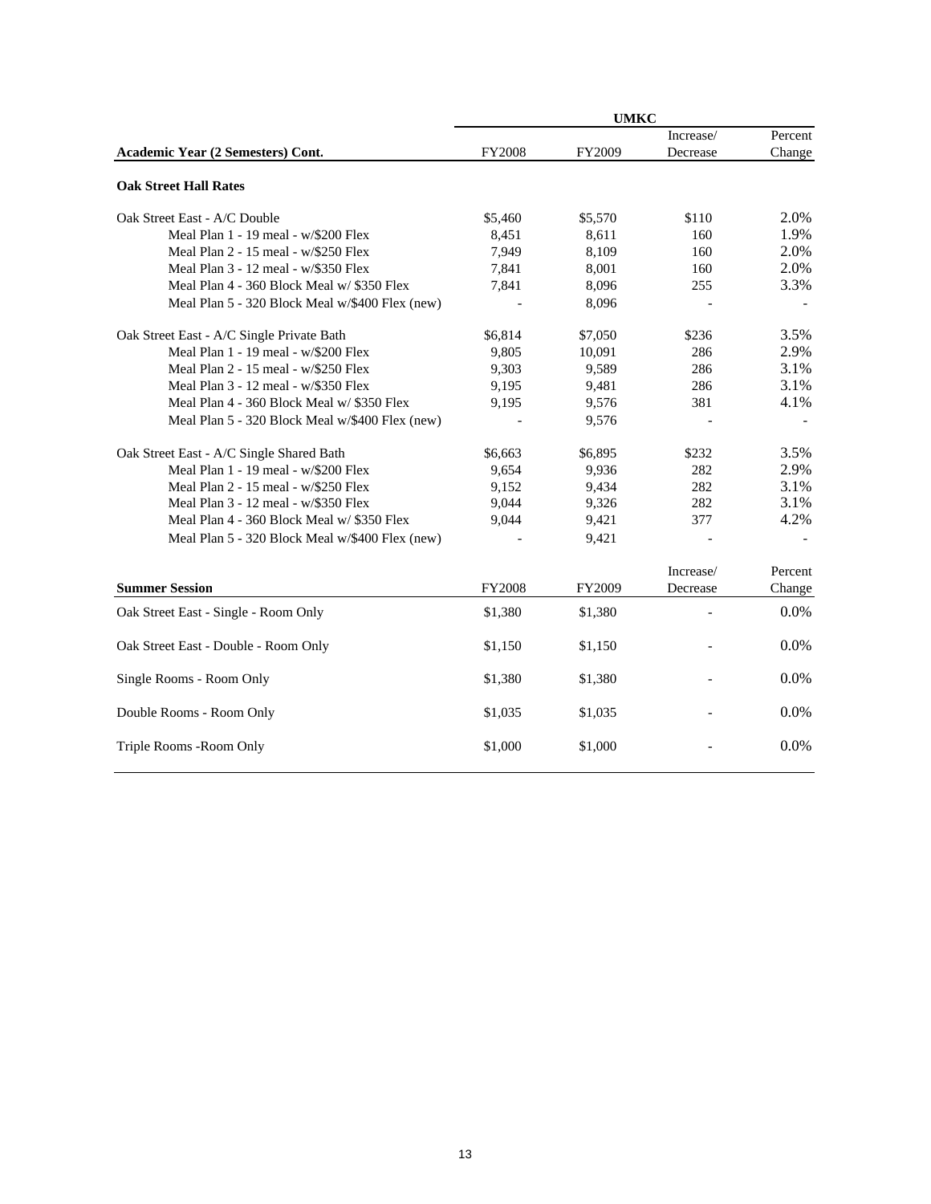| Academic Year (2 Semesters) Cont. | UMKC FY2008 | FY2009 | Increase/ Decrease | Percent Change |
|---|---|---|---|---|
| **Oak Street Hall Rates** | | | | |
| Oak Street East - A/C Double | $5,460 | $5,570 | $110 | 2.0% |
| Meal Plan 1 - 19 meal - w/$200 Flex | 8,451 | 8,611 | 160 | 1.9% |
| Meal Plan 2 - 15 meal - w/$250 Flex | 7,949 | 8,109 | 160 | 2.0% |
| Meal Plan 3 - 12 meal - w/$350 Flex | 7,841 | 8,001 | 160 | 2.0% |
| Meal Plan 4 - 360 Block Meal w/ $350 Flex | 7,841 | 8,096 | 255 | 3.3% |
| Meal Plan 5 - 320 Block Meal w/$400 Flex (new) | - | 8,096 | - | - |
| Oak Street East - A/C Single Private Bath | $6,814 | $7,050 | $236 | 3.5% |
| Meal Plan 1 - 19 meal - w/$200 Flex | 9,805 | 10,091 | 286 | 2.9% |
| Meal Plan 2 - 15 meal - w/$250 Flex | 9,303 | 9,589 | 286 | 3.1% |
| Meal Plan 3 - 12 meal - w/$350 Flex | 9,195 | 9,481 | 286 | 3.1% |
| Meal Plan 4 - 360 Block Meal w/ $350 Flex | 9,195 | 9,576 | 381 | 4.1% |
| Meal Plan 5 - 320 Block Meal w/$400 Flex (new) | - | 9,576 | - | - |
| Oak Street East - A/C Single Shared Bath | $6,663 | $6,895 | $232 | 3.5% |
| Meal Plan 1 - 19 meal - w/$200 Flex | 9,654 | 9,936 | 282 | 2.9% |
| Meal Plan 2 - 15 meal - w/$250 Flex | 9,152 | 9,434 | 282 | 3.1% |
| Meal Plan 3 - 12 meal - w/$350 Flex | 9,044 | 9,326 | 282 | 3.1% |
| Meal Plan 4 - 360 Block Meal w/ $350 Flex | 9,044 | 9,421 | 377 | 4.2% |
| Meal Plan 5 - 320 Block Meal w/$400 Flex (new) | - | 9,421 | - | - |

| Summer Session | FY2008 | FY2009 | Increase/ Decrease | Percent Change |
|---|---|---|---|---|
| Oak Street East - Single - Room Only | $1,380 | $1,380 | - | 0.0% |
| Oak Street East - Double - Room Only | $1,150 | $1,150 | - | 0.0% |
| Single Rooms - Room Only | $1,380 | $1,380 | - | 0.0% |
| Double Rooms - Room Only | $1,035 | $1,035 | - | 0.0% |
| Triple Rooms -Room Only | $1,000 | $1,000 | - | 0.0% |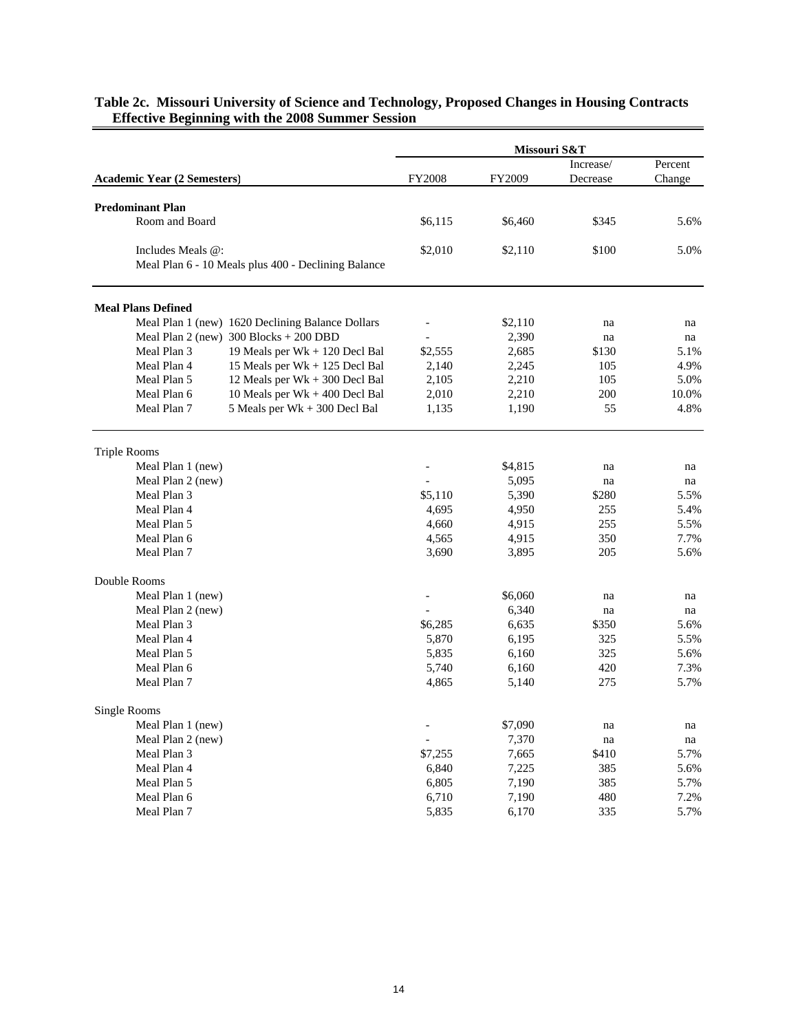**Table 2c. Missouri University of Science and Technology, Proposed Changes in Housing Contracts Effective Beginning with the 2008 Summer Session**

| Academic Year (2 Semesters) | | Missouri S&T | | | |
|---|---|---|---|---|---|
| | | FY2008 | FY2009 | Increase/ Decrease | Percent Change |
| **Predominant Plan** | | | | | |
| Room and Board | | $6,115 | $6,460 | $345 | 5.6% |
| Includes Meals @: | | $2,010 | $2,110 | $100 | 5.0% |
| Meal Plan 6 - 10 Meals plus 400 - Declining Balance | | | | | |
| **Meal Plans Defined** | | | | | |
| Meal Plan 1 (new) | 1620 Declining Balance Dollars | - | $2,110 | na | na |
| Meal Plan 2 (new) | 300 Blocks + 200 DBD | - | 2,390 | na | na |
| Meal Plan 3 | 19 Meals per Wk + 120 Decl Bal | $2,555 | 2,685 | $130 | 5.1% |
| Meal Plan 4 | 15 Meals per Wk + 125 Decl Bal | 2,140 | 2,245 | 105 | 4.9% |
| Meal Plan 5 | 12 Meals per Wk + 300 Decl Bal | 2,105 | 2,210 | 105 | 5.0% |
| Meal Plan 6 | 10 Meals per Wk + 400 Decl Bal | 2,010 | 2,210 | 200 | 10.0% |
| Meal Plan 7 | 5 Meals per Wk + 300 Decl Bal | 1,135 | 1,190 | 55 | 4.8% |
| Triple Rooms | | | | | |
| Meal Plan 1 (new) | | - | $4,815 | na | na |
| Meal Plan 2 (new) | | - | 5,095 | na | na |
| Meal Plan 3 | | $5,110 | 5,390 | $280 | 5.5% |
| Meal Plan 4 | | 4,695 | 4,950 | 255 | 5.4% |
| Meal Plan 5 | | 4,660 | 4,915 | 255 | 5.5% |
| Meal Plan 6 | | 4,565 | 4,915 | 350 | 7.7% |
| Meal Plan 7 | | 3,690 | 3,895 | 205 | 5.6% |
| Double Rooms | | | | | |
| Meal Plan 1 (new) | | - | $6,060 | na | na |
| Meal Plan 2 (new) | | - | 6,340 | na | na |
| Meal Plan 3 | | $6,285 | 6,635 | $350 | 5.6% |
| Meal Plan 4 | | 5,870 | 6,195 | 325 | 5.5% |
| Meal Plan 5 | | 5,835 | 6,160 | 325 | 5.6% |
| Meal Plan 6 | | 5,740 | 6,160 | 420 | 7.3% |
| Meal Plan 7 | | 4,865 | 5,140 | 275 | 5.7% |
| Single Rooms | | | | | |
| Meal Plan 1 (new) | | - | $7,090 | na | na |
| Meal Plan 2 (new) | | - | 7,370 | na | na |
| Meal Plan 3 | | $7,255 | 7,665 | $410 | 5.7% |
| Meal Plan 4 | | 6,840 | 7,225 | 385 | 5.6% |
| Meal Plan 5 | | 6,805 | 7,190 | 385 | 5.7% |
| Meal Plan 6 | | 6,710 | 7,190 | 480 | 7.2% |
| Meal Plan 7 | | 5,835 | 6,170 | 335 | 5.7% |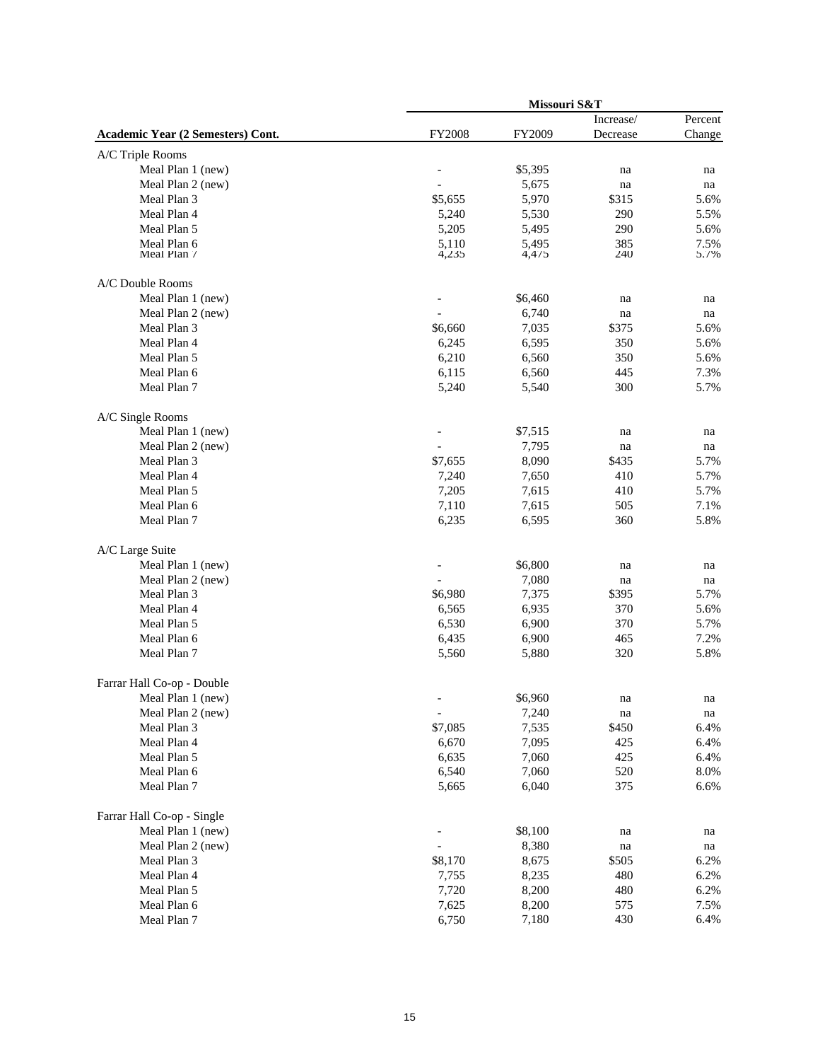| Academic Year (2 Semesters) Cont. | Missouri S&T | | | |
|---|---|---|---|---|
| | FY2008 | FY2009 | Increase/ Decrease | Percent Change |
| A/C Triple Rooms | | | | |
| Meal Plan 1 (new) | - | $5,395 | na | na |
| Meal Plan 2 (new) | - | 5,675 | na | na |
| Meal Plan 3 | $5,655 | 5,970 | $315 | 5.6% |
| Meal Plan 4 | 5,240 | 5,530 | 290 | 5.5% |
| Meal Plan 5 | 5,205 | 5,495 | 290 | 5.6% |
| Meal Plan 6 | 5,110 | 5,495 | 385 | 7.5% |
| Meal Plan 7 | 4,235 | 4,475 | 240 | 5.7% |
| A/C Double Rooms | | | | |
| Meal Plan 1 (new) | - | $6,460 | na | na |
| Meal Plan 2 (new) | - | 6,740 | na | na |
| Meal Plan 3 | $6,660 | 7,035 | $375 | 5.6% |
| Meal Plan 4 | 6,245 | 6,595 | 350 | 5.6% |
| Meal Plan 5 | 6,210 | 6,560 | 350 | 5.6% |
| Meal Plan 6 | 6,115 | 6,560 | 445 | 7.3% |
| Meal Plan 7 | 5,240 | 5,540 | 300 | 5.7% |
| A/C Single Rooms | | | | |
| Meal Plan 1 (new) | - | $7,515 | na | na |
| Meal Plan 2 (new) | - | 7,795 | na | na |
| Meal Plan 3 | $7,655 | 8,090 | $435 | 5.7% |
| Meal Plan 4 | 7,240 | 7,650 | 410 | 5.7% |
| Meal Plan 5 | 7,205 | 7,615 | 410 | 5.7% |
| Meal Plan 6 | 7,110 | 7,615 | 505 | 7.1% |
| Meal Plan 7 | 6,235 | 6,595 | 360 | 5.8% |
| A/C Large Suite | | | | |
| Meal Plan 1 (new) | - | $6,800 | na | na |
| Meal Plan 2 (new) | - | 7,080 | na | na |
| Meal Plan 3 | $6,980 | 7,375 | $395 | 5.7% |
| Meal Plan 4 | 6,565 | 6,935 | 370 | 5.6% |
| Meal Plan 5 | 6,530 | 6,900 | 370 | 5.7% |
| Meal Plan 6 | 6,435 | 6,900 | 465 | 7.2% |
| Meal Plan 7 | 5,560 | 5,880 | 320 | 5.8% |
| Farrar Hall Co-op - Double | | | | |
| Meal Plan 1 (new) | - | $6,960 | na | na |
| Meal Plan 2 (new) | - | 7,240 | na | na |
| Meal Plan 3 | $7,085 | 7,535 | $450 | 6.4% |
| Meal Plan 4 | 6,670 | 7,095 | 425 | 6.4% |
| Meal Plan 5 | 6,635 | 7,060 | 425 | 6.4% |
| Meal Plan 6 | 6,540 | 7,060 | 520 | 8.0% |
| Meal Plan 7 | 5,665 | 6,040 | 375 | 6.6% |
| Farrar Hall Co-op - Single | | | | |
| Meal Plan 1 (new) | - | $8,100 | na | na |
| Meal Plan 2 (new) | - | 8,380 | na | na |
| Meal Plan 3 | $8,170 | 8,675 | $505 | 6.2% |
| Meal Plan 4 | 7,755 | 8,235 | 480 | 6.2% |
| Meal Plan 5 | 7,720 | 8,200 | 480 | 6.2% |
| Meal Plan 6 | 7,625 | 8,200 | 575 | 7.5% |
| Meal Plan 7 | 6,750 | 7,180 | 430 | 6.4% |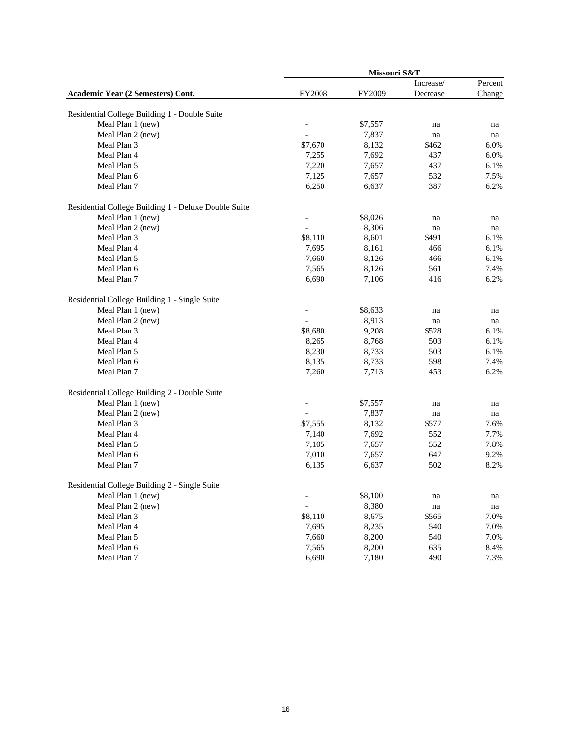| Academic Year (2 Semesters) Cont. | Missouri S&T | | | |
|---|---|---|---|---|
| | FY2008 | FY2009 | Increase/ Decrease | Percent Change |
| **Residential College Building 1 - Double Suite** | | | | |
| Meal Plan 1 (new) | - | $7,557 | na | na |
| Meal Plan 2 (new) | - | 7,837 | na | na |
| Meal Plan 3 | $7,670 | 8,132 | $462 | 6.0% |
| Meal Plan 4 | 7,255 | 7,692 | 437 | 6.0% |
| Meal Plan 5 | 7,220 | 7,657 | 437 | 6.1% |
| Meal Plan 6 | 7,125 | 7,657 | 532 | 7.5% |
| Meal Plan 7 | 6,250 | 6,637 | 387 | 6.2% |
| **Residential College Building 1 - Deluxe Double Suite** | | | | |
| Meal Plan 1 (new) | - | $8,026 | na | na |
| Meal Plan 2 (new) | - | 8,306 | na | na |
| Meal Plan 3 | $8,110 | 8,601 | $491 | 6.1% |
| Meal Plan 4 | 7,695 | 8,161 | 466 | 6.1% |
| Meal Plan 5 | 7,660 | 8,126 | 466 | 6.1% |
| Meal Plan 6 | 7,565 | 8,126 | 561 | 7.4% |
| Meal Plan 7 | 6,690 | 7,106 | 416 | 6.2% |
| **Residential College Building 1 - Single Suite** | | | | |
| Meal Plan 1 (new) | - | $8,633 | na | na |
| Meal Plan 2 (new) | - | 8,913 | na | na |
| Meal Plan 3 | $8,680 | 9,208 | $528 | 6.1% |
| Meal Plan 4 | 8,265 | 8,768 | 503 | 6.1% |
| Meal Plan 5 | 8,230 | 8,733 | 503 | 6.1% |
| Meal Plan 6 | 8,135 | 8,733 | 598 | 7.4% |
| Meal Plan 7 | 7,260 | 7,713 | 453 | 6.2% |
| **Residential College Building 2 - Double Suite** | | | | |
| Meal Plan 1 (new) | - | $7,557 | na | na |
| Meal Plan 2 (new) | - | 7,837 | na | na |
| Meal Plan 3 | $7,555 | 8,132 | $577 | 7.6% |
| Meal Plan 4 | 7,140 | 7,692 | 552 | 7.7% |
| Meal Plan 5 | 7,105 | 7,657 | 552 | 7.8% |
| Meal Plan 6 | 7,010 | 7,657 | 647 | 9.2% |
| Meal Plan 7 | 6,135 | 6,637 | 502 | 8.2% |
| **Residential College Building 2 - Single Suite** | | | | |
| Meal Plan 1 (new) | - | $8,100 | na | na |
| Meal Plan 2 (new) | - | 8,380 | na | na |
| Meal Plan 3 | $8,110 | 8,675 | $565 | 7.0% |
| Meal Plan 4 | 7,695 | 8,235 | 540 | 7.0% |
| Meal Plan 5 | 7,660 | 8,200 | 540 | 7.0% |
| Meal Plan 6 | 7,565 | 8,200 | 635 | 8.4% |
| Meal Plan 7 | 6,690 | 7,180 | 490 | 7.3% |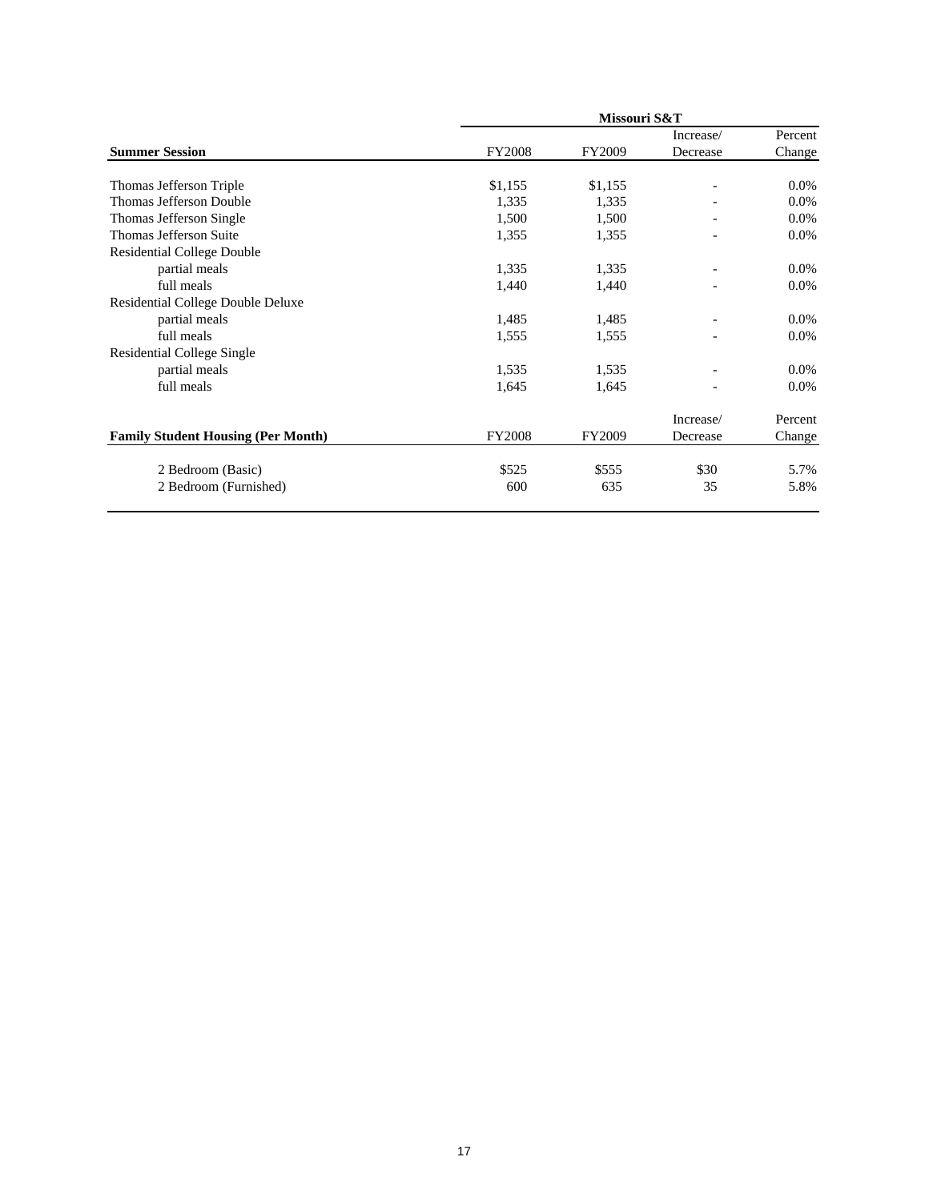| Summer Session | Missouri S&T FY2008 | FY2009 | Increase/ Decrease | Percent Change |
|---|---|---|---|---|
| Thomas Jefferson Triple | $1,155 | $1,155 | - | 0.0% |
| Thomas Jefferson Double | 1,335 | 1,335 | - | 0.0% |
| Thomas Jefferson Single | 1,500 | 1,500 | - | 0.0% |
| Thomas Jefferson Suite | 1,355 | 1,355 | - | 0.0% |
| Residential College Double | | | | |
| partial meals | 1,335 | 1,335 | - | 0.0% |
| full meals | 1,440 | 1,440 | - | 0.0% |
| Residential College Double Deluxe | | | | |
| partial meals | 1,485 | 1,485 | - | 0.0% |
| full meals | 1,555 | 1,555 | - | 0.0% |
| Residential College Single | | | | |
| partial meals | 1,535 | 1,535 | - | 0.0% |
| full meals | 1,645 | 1,645 | - | 0.0% |

| Family Student Housing (Per Month) | FY2008 | FY2009 | Increase/ Decrease | Percent Change |
|---|---|---|---|---|
| 2 Bedroom (Basic) | $525 | $555 | $30 | 5.7% |
| 2 Bedroom (Furnished) | 600 | 635 | 35 | 5.8% |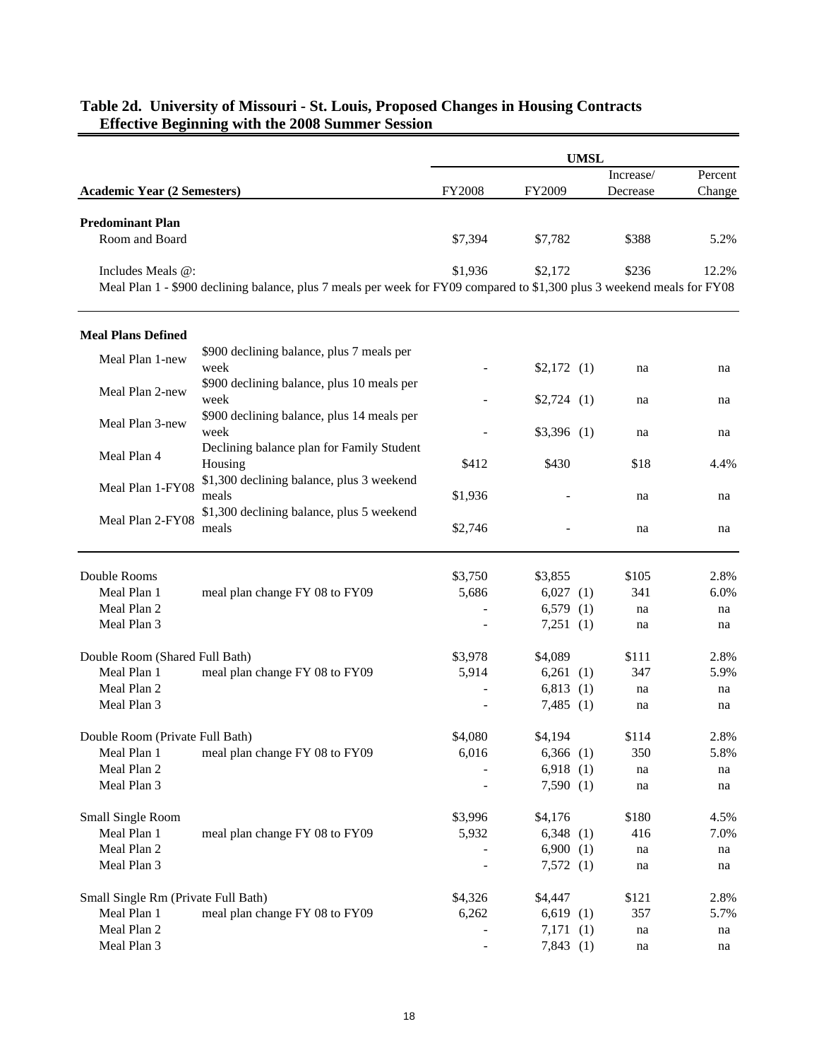## Table 2d. University of Missouri - St. Louis, Proposed Changes in Housing Contracts Effective Beginning with the 2008 Summer Session

| Academic Year (2 Semesters) | | UMSL FY2008 | FY2009 | Increase/ Decrease | Percent Change |
|---|---|---|---|---|---|
| **Predominant Plan** | | | | | |
| Room and Board | | $7,394 | $7,782 | $388 | 5.2% |
| Includes Meals @: | | $1,936 | $2,172 | $236 | 12.2% |
| Meal Plan 1 - $900 declining balance, plus 7 meals per week for FY09 compared to $1,300 plus 3 weekend meals for FY08 | | | | | |
| **Meal Plans Defined** | | | | | |
| Meal Plan 1-new | $900 declining balance, plus 7 meals per week | - | $2,172 (1) | na | na |
| Meal Plan 2-new | $900 declining balance, plus 10 meals per week | - | $2,724 (1) | na | na |
| Meal Plan 3-new | $900 declining balance, plus 14 meals per week | - | $3,396 (1) | na | na |
| Meal Plan 4 | Declining balance plan for Family Student Housing | $412 | $430 | $18 | 4.4% |
| Meal Plan 1-FY08 | $1,300 declining balance, plus 3 weekend meals | $1,936 | - | na | na |
| Meal Plan 2-FY08 | $1,300 declining balance, plus 5 weekend meals | $2,746 | - | na | na |
| Double Rooms | | $3,750 | $3,855 | $105 | 2.8% |
| Meal Plan 1 | meal plan change FY 08 to FY09 | 5,686 | 6,027 (1) | 341 | 6.0% |
| Meal Plan 2 | | - | 6,579 (1) | na | na |
| Meal Plan 3 | | - | 7,251 (1) | na | na |
| Double Room (Shared Full Bath) | | $3,978 | $4,089 | $111 | 2.8% |
| Meal Plan 1 | meal plan change FY 08 to FY09 | 5,914 | 6,261 (1) | 347 | 5.9% |
| Meal Plan 2 | | - | 6,813 (1) | na | na |
| Meal Plan 3 | | - | 7,485 (1) | na | na |
| Double Room (Private Full Bath) | | $4,080 | $4,194 | $114 | 2.8% |
| Meal Plan 1 | meal plan change FY 08 to FY09 | 6,016 | 6,366 (1) | 350 | 5.8% |
| Meal Plan 2 | | - | 6,918 (1) | na | na |
| Meal Plan 3 | | - | 7,590 (1) | na | na |
| Small Single Room | | $3,996 | $4,176 | $180 | 4.5% |
| Meal Plan 1 | meal plan change FY 08 to FY09 | 5,932 | 6,348 (1) | 416 | 7.0% |
| Meal Plan 2 | | - | 6,900 (1) | na | na |
| Meal Plan 3 | | - | 7,572 (1) | na | na |
| Small Single Rm (Private Full Bath) | | $4,326 | $4,447 | $121 | 2.8% |
| Meal Plan 1 | meal plan change FY 08 to FY09 | 6,262 | 6,619 (1) | 357 | 5.7% |
| Meal Plan 2 | | - | 7,171 (1) | na | na |
| Meal Plan 3 | | - | 7,843 (1) | na | na |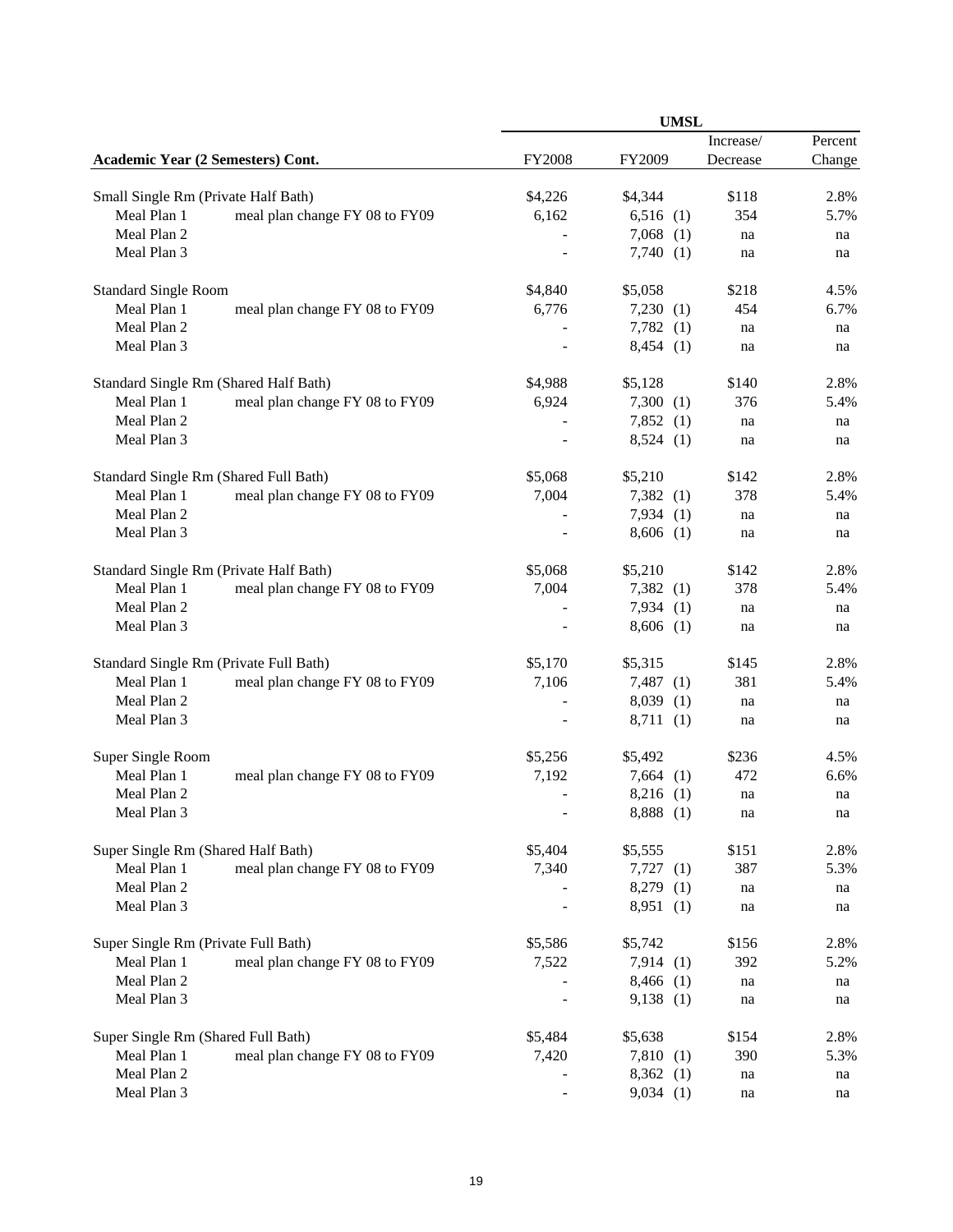| Academic Year (2 Semesters) Cont. | | UMSL | | | |
|---|---|---|---|---|---|
| | | FY2008 | FY2009 | Increase/ Decrease | Percent Change |
| Small Single Rm (Private Half Bath) | | $4,226 | $4,344 | $118 | 2.8% |
| Meal Plan 1 | meal plan change FY 08 to FY09 | 6,162 | 6,516 (1) | 354 | 5.7% |
| Meal Plan 2 | | - | 7,068 (1) | na | na |
| Meal Plan 3 | | - | 7,740 (1) | na | na |
| Standard Single Room | | $4,840 | $5,058 | $218 | 4.5% |
| Meal Plan 1 | meal plan change FY 08 to FY09 | 6,776 | 7,230 (1) | 454 | 6.7% |
| Meal Plan 2 | | - | 7,782 (1) | na | na |
| Meal Plan 3 | | - | 8,454 (1) | na | na |
| Standard Single Rm (Shared Half Bath) | | $4,988 | $5,128 | $140 | 2.8% |
| Meal Plan 1 | meal plan change FY 08 to FY09 | 6,924 | 7,300 (1) | 376 | 5.4% |
| Meal Plan 2 | | - | 7,852 (1) | na | na |
| Meal Plan 3 | | - | 8,524 (1) | na | na |
| Standard Single Rm (Shared Full Bath) | | $5,068 | $5,210 | $142 | 2.8% |
| Meal Plan 1 | meal plan change FY 08 to FY09 | 7,004 | 7,382 (1) | 378 | 5.4% |
| Meal Plan 2 | | - | 7,934 (1) | na | na |
| Meal Plan 3 | | - | 8,606 (1) | na | na |
| Standard Single Rm (Private Half Bath) | | $5,068 | $5,210 | $142 | 2.8% |
| Meal Plan 1 | meal plan change FY 08 to FY09 | 7,004 | 7,382 (1) | 378 | 5.4% |
| Meal Plan 2 | | - | 7,934 (1) | na | na |
| Meal Plan 3 | | - | 8,606 (1) | na | na |
| Standard Single Rm (Private Full Bath) | | $5,170 | $5,315 | $145 | 2.8% |
| Meal Plan 1 | meal plan change FY 08 to FY09 | 7,106 | 7,487 (1) | 381 | 5.4% |
| Meal Plan 2 | | - | 8,039 (1) | na | na |
| Meal Plan 3 | | - | 8,711 (1) | na | na |
| Super Single Room | | $5,256 | $5,492 | $236 | 4.5% |
| Meal Plan 1 | meal plan change FY 08 to FY09 | 7,192 | 7,664 (1) | 472 | 6.6% |
| Meal Plan 2 | | - | 8,216 (1) | na | na |
| Meal Plan 3 | | - | 8,888 (1) | na | na |
| Super Single Rm (Shared Half Bath) | | $5,404 | $5,555 | $151 | 2.8% |
| Meal Plan 1 | meal plan change FY 08 to FY09 | 7,340 | 7,727 (1) | 387 | 5.3% |
| Meal Plan 2 | | - | 8,279 (1) | na | na |
| Meal Plan 3 | | - | 8,951 (1) | na | na |
| Super Single Rm (Private Full Bath) | | $5,586 | $5,742 | $156 | 2.8% |
| Meal Plan 1 | meal plan change FY 08 to FY09 | 7,522 | 7,914 (1) | 392 | 5.2% |
| Meal Plan 2 | | - | 8,466 (1) | na | na |
| Meal Plan 3 | | - | 9,138 (1) | na | na |
| Super Single Rm (Shared Full Bath) | | $5,484 | $5,638 | $154 | 2.8% |
| Meal Plan 1 | meal plan change FY 08 to FY09 | 7,420 | 7,810 (1) | 390 | 5.3% |
| Meal Plan 2 | | - | 8,362 (1) | na | na |
| Meal Plan 3 | | - | 9,034 (1) | na | na |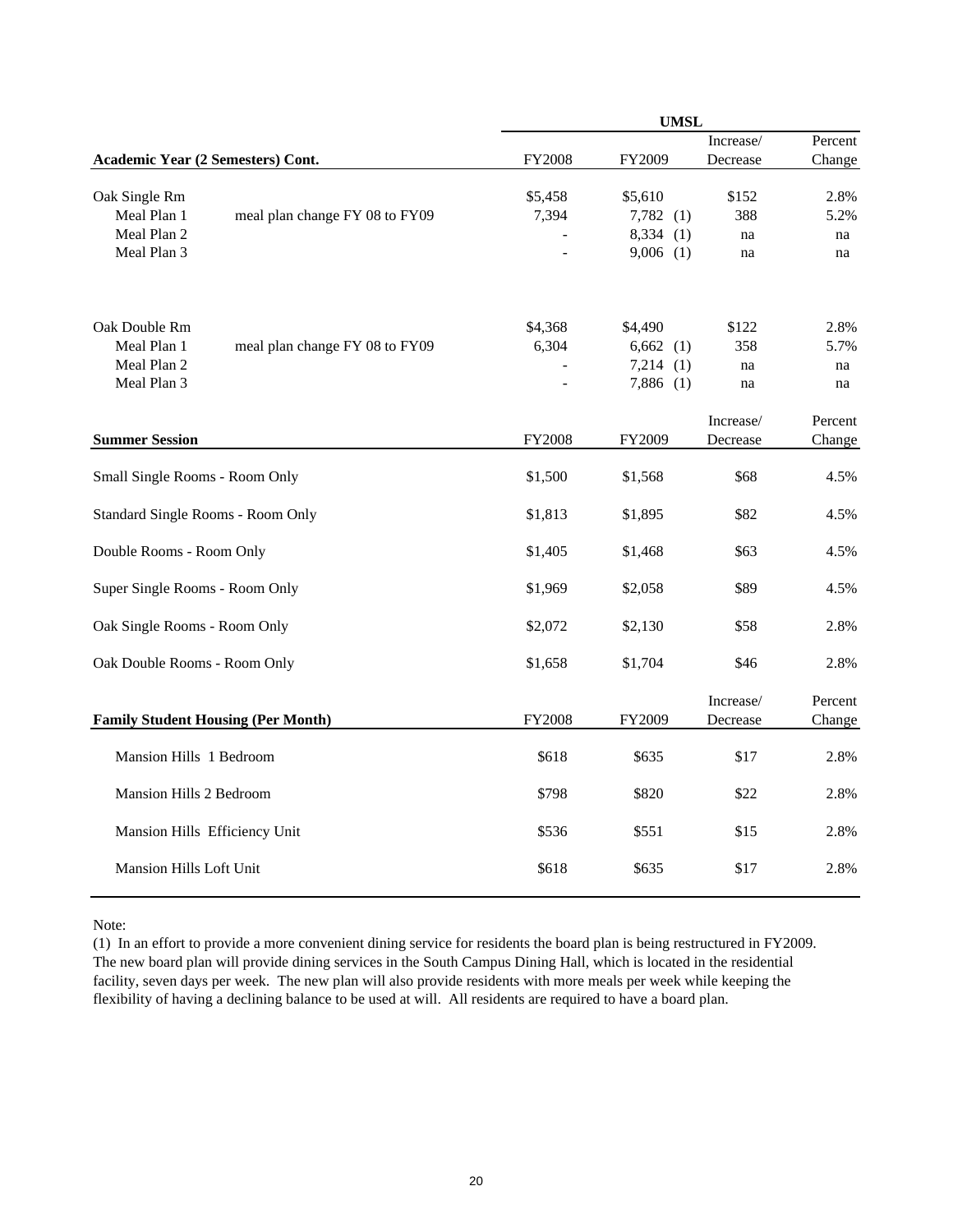| Academic Year (2 Semesters) Cont. | | UMSL FY2008 | FY2009 | Increase/ Decrease | Percent Change |
|---|---|---|---|---|---|
| Oak Single Rm | | $5,458 | $5,610 | $152 | 2.8% |
| Meal Plan 1 | meal plan change FY 08 to FY09 | 7,394 | 7,782 (1) | 388 | 5.2% |
| Meal Plan 2 | | - | 8,334 (1) | na | na |
| Meal Plan 3 | | - | 9,006 (1) | na | na |
| | | | | | |
| Oak Double Rm | | $4,368 | $4,490 | $122 | 2.8% |
| Meal Plan 1 | meal plan change FY 08 to FY09 | 6,304 | 6,662 (1) | 358 | 5.7% |
| Meal Plan 2 | | - | 7,214 (1) | na | na |
| Meal Plan 3 | | - | 7,886 (1) | na | na |

| Summer Session | FY2008 | FY2009 | Increase/ Decrease | Percent Change |
|---|---|---|---|---|
| Small Single Rooms - Room Only | $1,500 | $1,568 | $68 | 4.5% |
| Standard Single Rooms - Room Only | $1,813 | $1,895 | $82 | 4.5% |
| Double Rooms - Room Only | $1,405 | $1,468 | $63 | 4.5% |
| Super Single Rooms - Room Only | $1,969 | $2,058 | $89 | 4.5% |
| Oak Single Rooms - Room Only | $2,072 | $2,130 | $58 | 2.8% |
| Oak Double Rooms - Room Only | $1,658 | $1,704 | $46 | 2.8% |

| Family Student Housing (Per Month) | FY2008 | FY2009 | Increase/ Decrease | Percent Change |
|---|---|---|---|---|
| Mansion Hills 1 Bedroom | $618 | $635 | $17 | 2.8% |
| Mansion Hills 2 Bedroom | $798 | $820 | $22 | 2.8% |
| Mansion Hills Efficiency Unit | $536 | $551 | $15 | 2.8% |
| Mansion Hills Loft Unit | $618 | $635 | $17 | 2.8% |

Note:

(1) In an effort to provide a more convenient dining service for residents the board plan is being restructured in FY2009. The new board plan will provide dining services in the South Campus Dining Hall, which is located in the residential facility, seven days per week. The new plan will also provide residents with more meals per week while keeping the flexibility of having a declining balance to be used at will. All residents are required to have a board plan.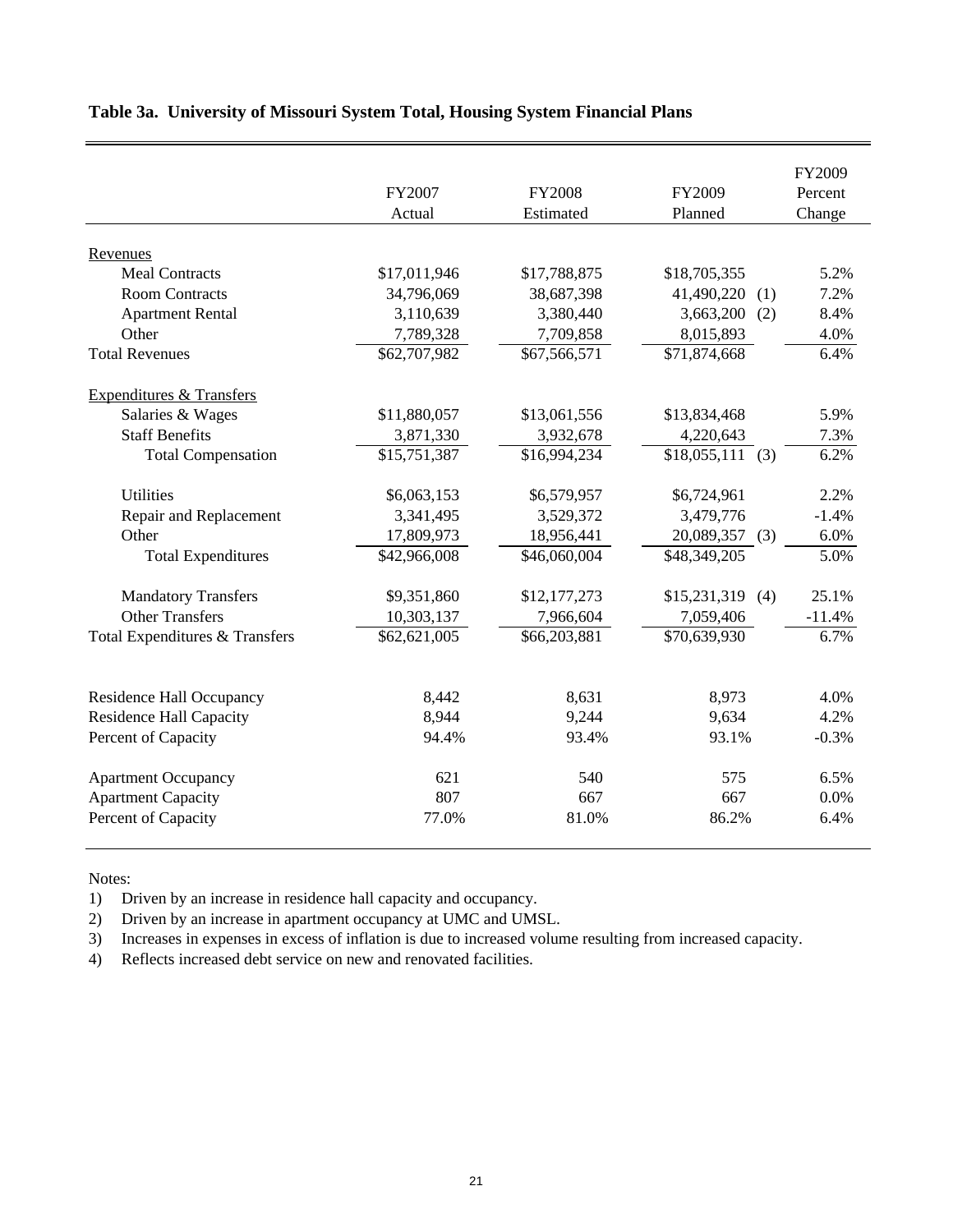**Table 3a. University of Missouri System Total, Housing System Financial Plans**

| | FY2007 Actual | FY2008 Estimated | FY2009 Planned | FY2009 Percent Change |
|---|---|---|---|---|
| Revenues | | | | |
| Meal Contracts | $17,011,946 | $17,788,875 | $18,705,355 | 5.2% |
| Room Contracts | 34,796,069 | 38,687,398 | 41,490,220 (1) | 7.2% |
| Apartment Rental | 3,110,639 | 3,380,440 | 3,663,200 (2) | 8.4% |
| Other | 7,789,328 | 7,709,858 | 8,015,893 | 4.0% |
| Total Revenues | $62,707,982 | $67,566,571 | $71,874,668 | 6.4% |
| Expenditures & Transfers | | | | |
| Salaries & Wages | $11,880,057 | $13,061,556 | $13,834,468 | 5.9% |
| Staff Benefits | 3,871,330 | 3,932,678 | 4,220,643 | 7.3% |
| Total Compensation | $15,751,387 | $16,994,234 | $18,055,111 (3) | 6.2% |
| Utilities | $6,063,153 | $6,579,957 | $6,724,961 | 2.2% |
| Repair and Replacement | 3,341,495 | 3,529,372 | 3,479,776 | -1.4% |
| Other | 17,809,973 | 18,956,441 | 20,089,357 (3) | 6.0% |
| Total Expenditures | $42,966,008 | $46,060,004 | $48,349,205 | 5.0% |
| Mandatory Transfers | $9,351,860 | $12,177,273 | $15,231,319 (4) | 25.1% |
| Other Transfers | 10,303,137 | 7,966,604 | 7,059,406 | -11.4% |
| Total Expenditures & Transfers | $62,621,005 | $66,203,881 | $70,639,930 | 6.7% |
| Residence Hall Occupancy | 8,442 | 8,631 | 8,973 | 4.0% |
| Residence Hall Capacity | 8,944 | 9,244 | 9,634 | 4.2% |
| Percent of Capacity | 94.4% | 93.4% | 93.1% | -0.3% |
| Apartment Occupancy | 621 | 540 | 575 | 6.5% |
| Apartment Capacity | 807 | 667 | 667 | 0.0% |
| Percent of Capacity | 77.0% | 81.0% | 86.2% | 6.4% |

Notes:

1) Driven by an increase in residence hall capacity and occupancy.
2) Driven by an increase in apartment occupancy at UMC and UMSL.
3) Increases in expenses in excess of inflation is due to increased volume resulting from increased capacity.
4) Reflects increased debt service on new and renovated facilities.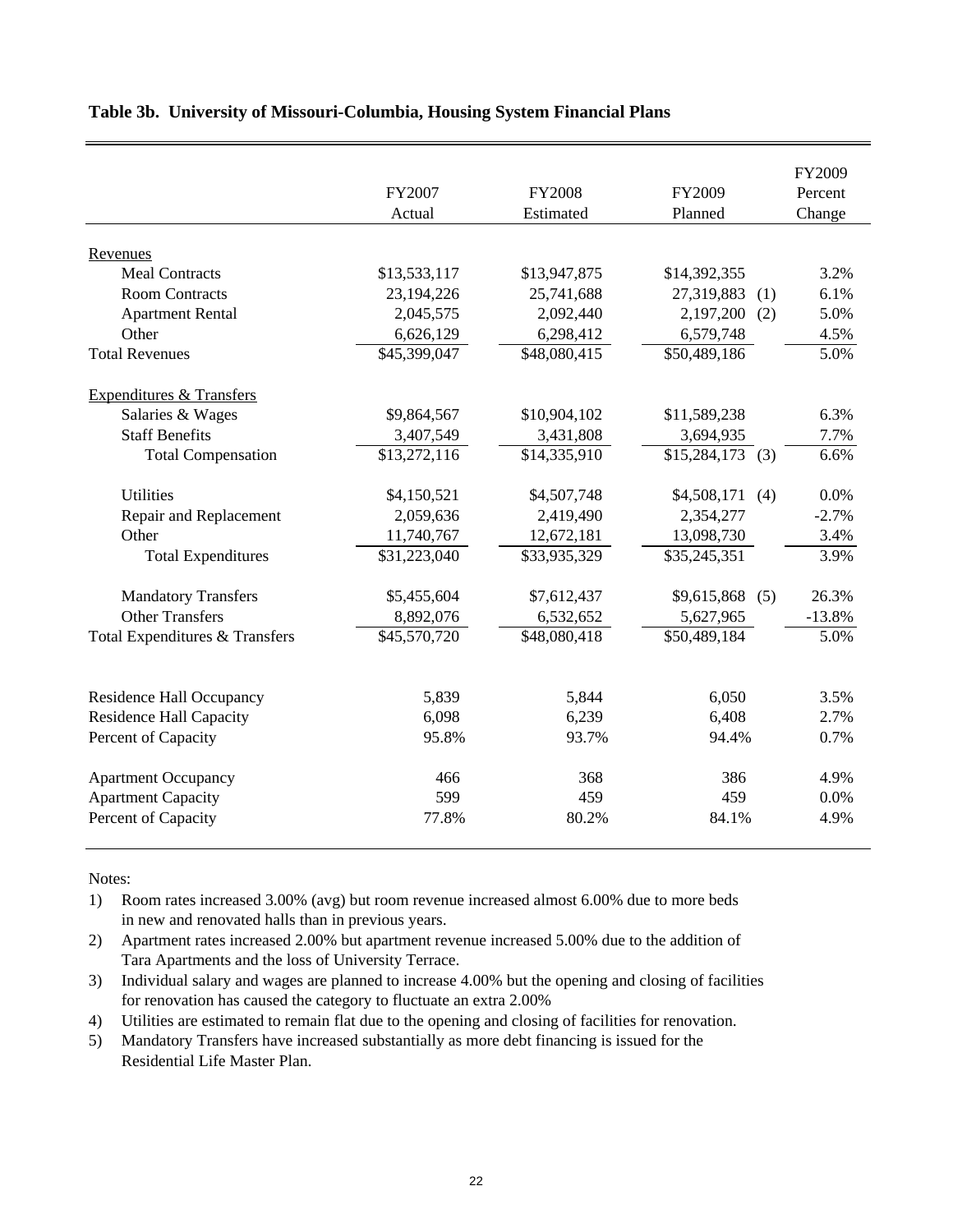**Table 3b. University of Missouri-Columbia, Housing System Financial Plans**

| | FY2007 Actual | FY2008 Estimated | FY2009 Planned | | FY2009 Percent Change |
|---|---|---|---|---|---|
| Revenues | | | | | |
| Meal Contracts | $13,533,117 | $13,947,875 | $14,392,355 | | 3.2% |
| Room Contracts | 23,194,226 | 25,741,688 | 27,319,883 | (1) | 6.1% |
| Apartment Rental | 2,045,575 | 2,092,440 | 2,197,200 | (2) | 5.0% |
| Other | 6,626,129 | 6,298,412 | 6,579,748 | | 4.5% |
| Total Revenues | $45,399,047 | $48,080,415 | $50,489,186 | | 5.0% |
| Expenditures & Transfers | | | | | |
| Salaries & Wages | $9,864,567 | $10,904,102 | $11,589,238 | | 6.3% |
| Staff Benefits | 3,407,549 | 3,431,808 | 3,694,935 | | 7.7% |
| Total Compensation | $13,272,116 | $14,335,910 | $15,284,173 | (3) | 6.6% |
| Utilities | $4,150,521 | $4,507,748 | $4,508,171 | (4) | 0.0% |
| Repair and Replacement | 2,059,636 | 2,419,490 | 2,354,277 | | -2.7% |
| Other | 11,740,767 | 12,672,181 | 13,098,730 | | 3.4% |
| Total Expenditures | $31,223,040 | $33,935,329 | $35,245,351 | | 3.9% |
| Mandatory Transfers | $5,455,604 | $7,612,437 | $9,615,868 | (5) | 26.3% |
| Other Transfers | 8,892,076 | 6,532,652 | 5,627,965 | | -13.8% |
| Total Expenditures & Transfers | $45,570,720 | $48,080,418 | $50,489,184 | | 5.0% |
| Residence Hall Occupancy | 5,839 | 5,844 | 6,050 | | 3.5% |
| Residence Hall Capacity | 6,098 | 6,239 | 6,408 | | 2.7% |
| Percent of Capacity | 95.8% | 93.7% | 94.4% | | 0.7% |
| Apartment Occupancy | 466 | 368 | 386 | | 4.9% |
| Apartment Capacity | 599 | 459 | 459 | | 0.0% |
| Percent of Capacity | 77.8% | 80.2% | 84.1% | | 4.9% |

Notes:

1) Room rates increased 3.00% (avg) but room revenue increased almost 6.00% due to more beds in new and renovated halls than in previous years.
2) Apartment rates increased 2.00% but apartment revenue increased 5.00% due to the addition of Tara Apartments and the loss of University Terrace.
3) Individual salary and wages are planned to increase 4.00% but the opening and closing of facilities for renovation has caused the category to fluctuate an extra 2.00%
4) Utilities are estimated to remain flat due to the opening and closing of facilities for renovation.
5) Mandatory Transfers have increased substantially as more debt financing is issued for the Residential Life Master Plan.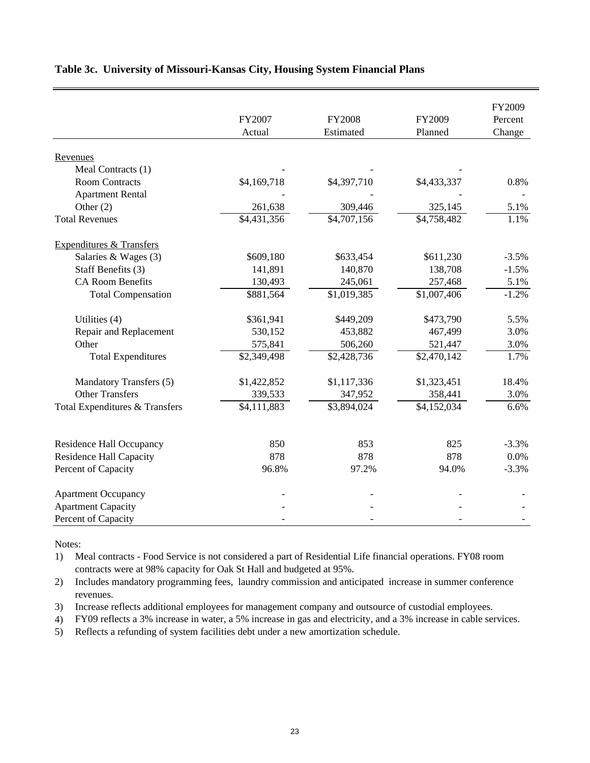**Table 3c. University of Missouri-Kansas City, Housing System Financial Plans**

| | FY2007 Actual | FY2008 Estimated | FY2009 Planned | FY2009 Percent Change |
|---|---|---|---|---|
| Revenues | | | | |
| Meal Contracts (1) | - | - | - | |
| Room Contracts | $4,169,718 | $4,397,710 | $4,433,337 | 0.8% |
| Apartment Rental | - | - | - | - |
| Other (2) | 261,638 | 309,446 | 325,145 | 5.1% |
| Total Revenues | $4,431,356 | $4,707,156 | $4,758,482 | 1.1% |
| Expenditures & Transfers | | | | |
| Salaries & Wages (3) | $609,180 | $633,454 | $611,230 | -3.5% |
| Staff Benefits (3) | 141,891 | 140,870 | 138,708 | -1.5% |
| CA Room Benefits | 130,493 | 245,061 | 257,468 | 5.1% |
| Total Compensation | $881,564 | $1,019,385 | $1,007,406 | -1.2% |
| Utilities (4) | $361,941 | $449,209 | $473,790 | 5.5% |
| Repair and Replacement | 530,152 | 453,882 | 467,499 | 3.0% |
| Other | 575,841 | 506,260 | 521,447 | 3.0% |
| Total Expenditures | $2,349,498 | $2,428,736 | $2,470,142 | 1.7% |
| Mandatory Transfers (5) | $1,422,852 | $1,117,336 | $1,323,451 | 18.4% |
| Other Transfers | 339,533 | 347,952 | 358,441 | 3.0% |
| Total Expenditures & Transfers | $4,111,883 | $3,894,024 | $4,152,034 | 6.6% |
| Residence Hall Occupancy | 850 | 853 | 825 | -3.3% |
| Residence Hall Capacity | 878 | 878 | 878 | 0.0% |
| Percent of Capacity | 96.8% | 97.2% | 94.0% | -3.3% |
| Apartment Occupancy | - | - | - | - |
| Apartment Capacity | - | - | - | - |
| Percent of Capacity | - | - | - | - |

Notes:

1) Meal contracts - Food Service is not considered a part of Residential Life financial operations. FY08 room contracts were at 98% capacity for Oak St Hall and budgeted at 95%.
2) Includes mandatory programming fees, laundry commission and anticipated increase in summer conference revenues.
3) Increase reflects additional employees for management company and outsource of custodial employees.
4) FY09 reflects a 3% increase in water, a 5% increase in gas and electricity, and a 3% increase in cable services.
5) Reflects a refunding of system facilities debt under a new amortization schedule.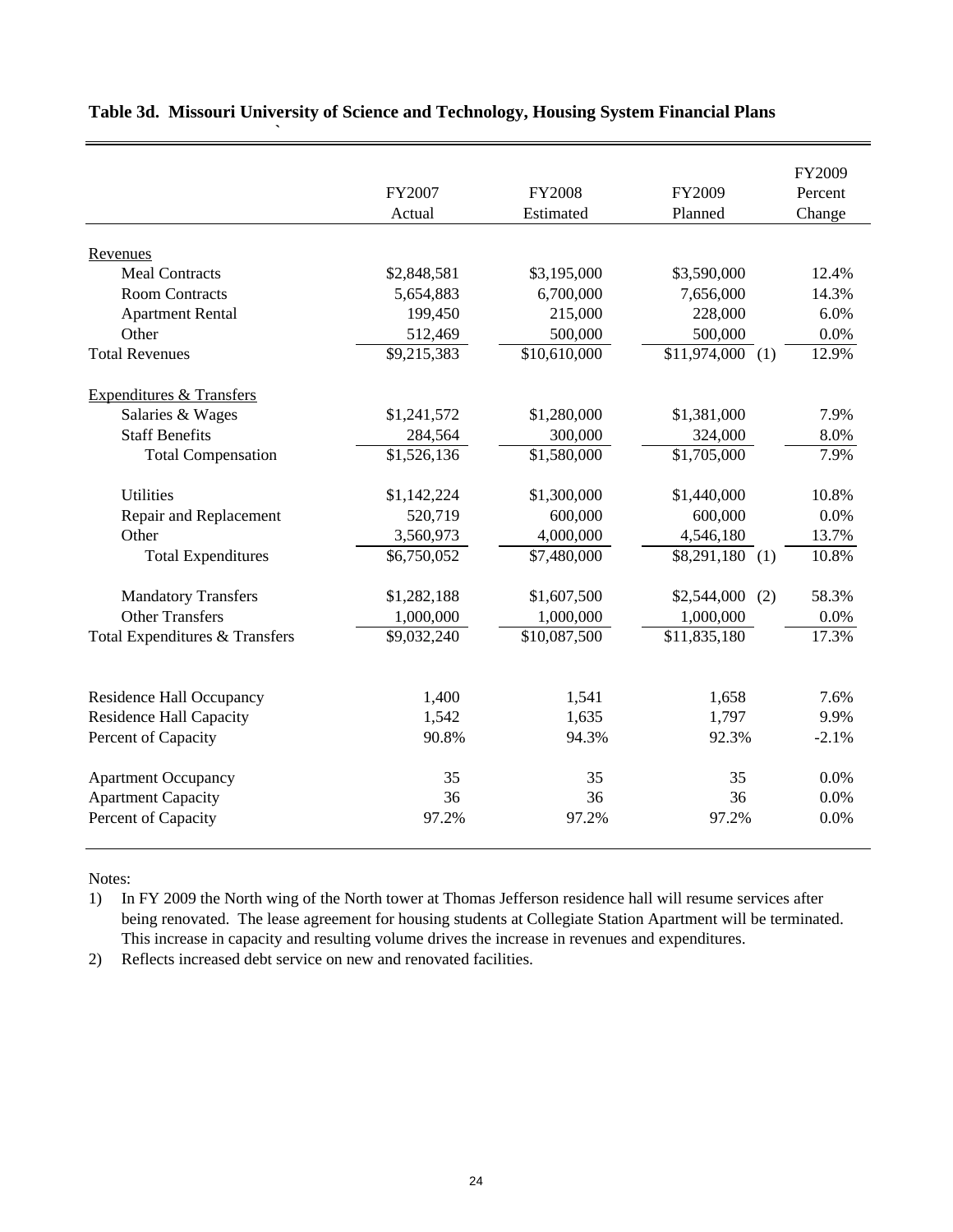**Table 3d. Missouri University of Science and Technology, Housing System Financial Plans**

| | FY2007 Actual | FY2008 Estimated | FY2009 Planned | FY2009 Percent Change |
|---|---|---|---|---|
| Revenues | | | | |
| Meal Contracts | $2,848,581 | $3,195,000 | $3,590,000 | 12.4% |
| Room Contracts | 5,654,883 | 6,700,000 | 7,656,000 | 14.3% |
| Apartment Rental | 199,450 | 215,000 | 228,000 | 6.0% |
| Other | 512,469 | 500,000 | 500,000 | 0.0% |
| Total Revenues | $9,215,383 | $10,610,000 | $11,974,000 (1) | 12.9% |
| Expenditures & Transfers | | | | |
| Salaries & Wages | $1,241,572 | $1,280,000 | $1,381,000 | 7.9% |
| Staff Benefits | 284,564 | 300,000 | 324,000 | 8.0% |
| Total Compensation | $1,526,136 | $1,580,000 | $1,705,000 | 7.9% |
| Utilities | $1,142,224 | $1,300,000 | $1,440,000 | 10.8% |
| Repair and Replacement | 520,719 | 600,000 | 600,000 | 0.0% |
| Other | 3,560,973 | 4,000,000 | 4,546,180 | 13.7% |
| Total Expenditures | $6,750,052 | $7,480,000 | $8,291,180 (1) | 10.8% |
| Mandatory Transfers | $1,282,188 | $1,607,500 | $2,544,000 (2) | 58.3% |
| Other Transfers | 1,000,000 | 1,000,000 | 1,000,000 | 0.0% |
| Total Expenditures & Transfers | $9,032,240 | $10,087,500 | $11,835,180 | 17.3% |
| Residence Hall Occupancy | 1,400 | 1,541 | 1,658 | 7.6% |
| Residence Hall Capacity | 1,542 | 1,635 | 1,797 | 9.9% |
| Percent of Capacity | 90.8% | 94.3% | 92.3% | -2.1% |
| Apartment Occupancy | 35 | 35 | 35 | 0.0% |
| Apartment Capacity | 36 | 36 | 36 | 0.0% |
| Percent of Capacity | 97.2% | 97.2% | 97.2% | 0.0% |

Notes:

1) In FY 2009 the North wing of the North tower at Thomas Jefferson residence hall will resume services after being renovated. The lease agreement for housing students at Collegiate Station Apartment will be terminated. This increase in capacity and resulting volume drives the increase in revenues and expenditures.
2) Reflects increased debt service on new and renovated facilities.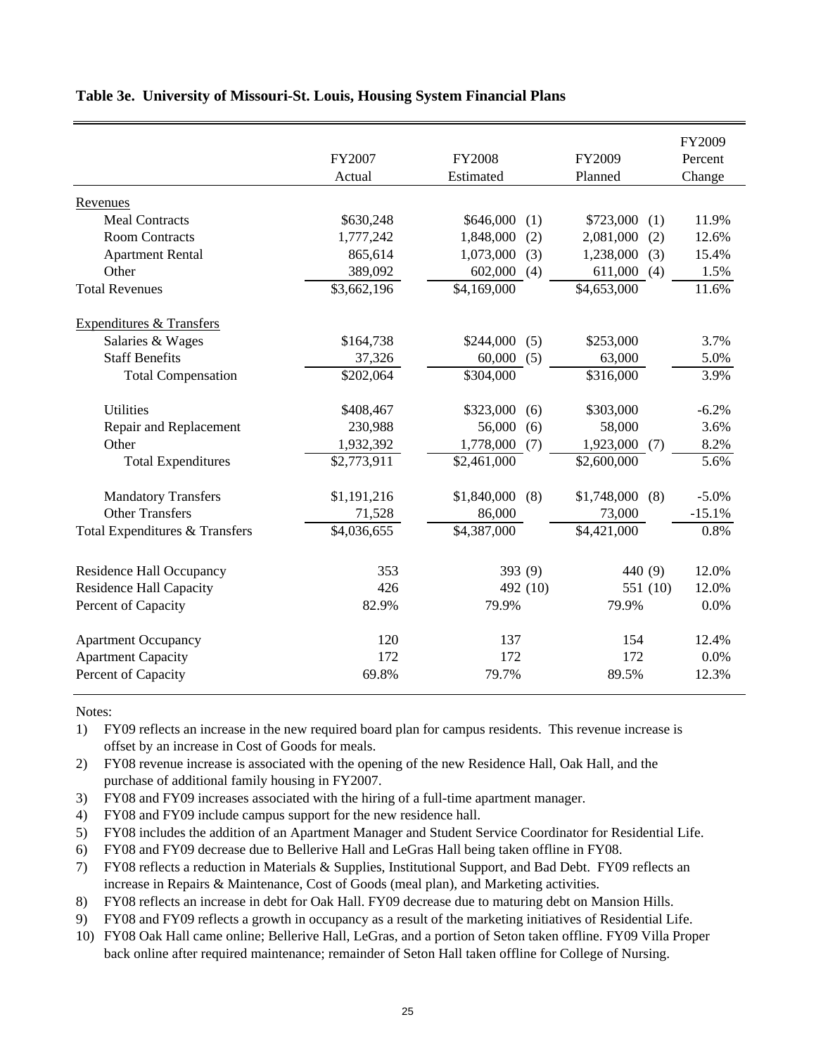**Table 3e. University of Missouri-St. Louis, Housing System Financial Plans**

| | FY2007 Actual | FY2008 Estimated | FY2009 Planned | FY2009 Percent Change |
|---|---|---|---|---|
| Revenues | | | | |
| Meal Contracts | $630,248 | $646,000 (1) | $723,000 (1) | 11.9% |
| Room Contracts | 1,777,242 | 1,848,000 (2) | 2,081,000 (2) | 12.6% |
| Apartment Rental | 865,614 | 1,073,000 (3) | 1,238,000 (3) | 15.4% |
| Other | 389,092 | 602,000 (4) | 611,000 (4) | 1.5% |
| Total Revenues | $3,662,196 | $4,169,000 | $4,653,000 | 11.6% |
| Expenditures & Transfers | | | | |
| Salaries & Wages | $164,738 | $244,000 (5) | $253,000 | 3.7% |
| Staff Benefits | 37,326 | 60,000 (5) | 63,000 | 5.0% |
| Total Compensation | $202,064 | $304,000 | $316,000 | 3.9% |
| Utilities | $408,467 | $323,000 (6) | $303,000 | -6.2% |
| Repair and Replacement | 230,988 | 56,000 (6) | 58,000 | 3.6% |
| Other | 1,932,392 | 1,778,000 (7) | 1,923,000 (7) | 8.2% |
| Total Expenditures | $2,773,911 | $2,461,000 | $2,600,000 | 5.6% |
| Mandatory Transfers | $1,191,216 | $1,840,000 (8) | $1,748,000 (8) | -5.0% |
| Other Transfers | 71,528 | 86,000 | 73,000 | -15.1% |
| Total Expenditures & Transfers | $4,036,655 | $4,387,000 | $4,421,000 | 0.8% |
| Residence Hall Occupancy | 353 | 393 (9) | 440 (9) | 12.0% |
| Residence Hall Capacity | 426 | 492 (10) | 551 (10) | 12.0% |
| Percent of Capacity | 82.9% | 79.9% | 79.9% | 0.0% |
| Apartment Occupancy | 120 | 137 | 154 | 12.4% |
| Apartment Capacity | 172 | 172 | 172 | 0.0% |
| Percent of Capacity | 69.8% | 79.7% | 89.5% | 12.3% |

Notes:

1) FY09 reflects an increase in the new required board plan for campus residents. This revenue increase is offset by an increase in Cost of Goods for meals.
2) FY08 revenue increase is associated with the opening of the new Residence Hall, Oak Hall, and the purchase of additional family housing in FY2007.
3) FY08 and FY09 increases associated with the hiring of a full-time apartment manager.
4) FY08 and FY09 include campus support for the new residence hall.
5) FY08 includes the addition of an Apartment Manager and Student Service Coordinator for Residential Life.
6) FY08 and FY09 decrease due to Bellerive Hall and LeGras Hall being taken offline in FY08.
7) FY08 reflects a reduction in Materials & Supplies, Institutional Support, and Bad Debt. FY09 reflects an increase in Repairs & Maintenance, Cost of Goods (meal plan), and Marketing activities.
8) FY08 reflects an increase in debt for Oak Hall. FY09 decrease due to maturing debt on Mansion Hills.
9) FY08 and FY09 reflects a growth in occupancy as a result of the marketing initiatives of Residential Life.
10) FY08 Oak Hall came online; Bellerive Hall, LeGras, and a portion of Seton taken offline. FY09 Villa Proper back online after required maintenance; remainder of Seton Hall taken offline for College of Nursing.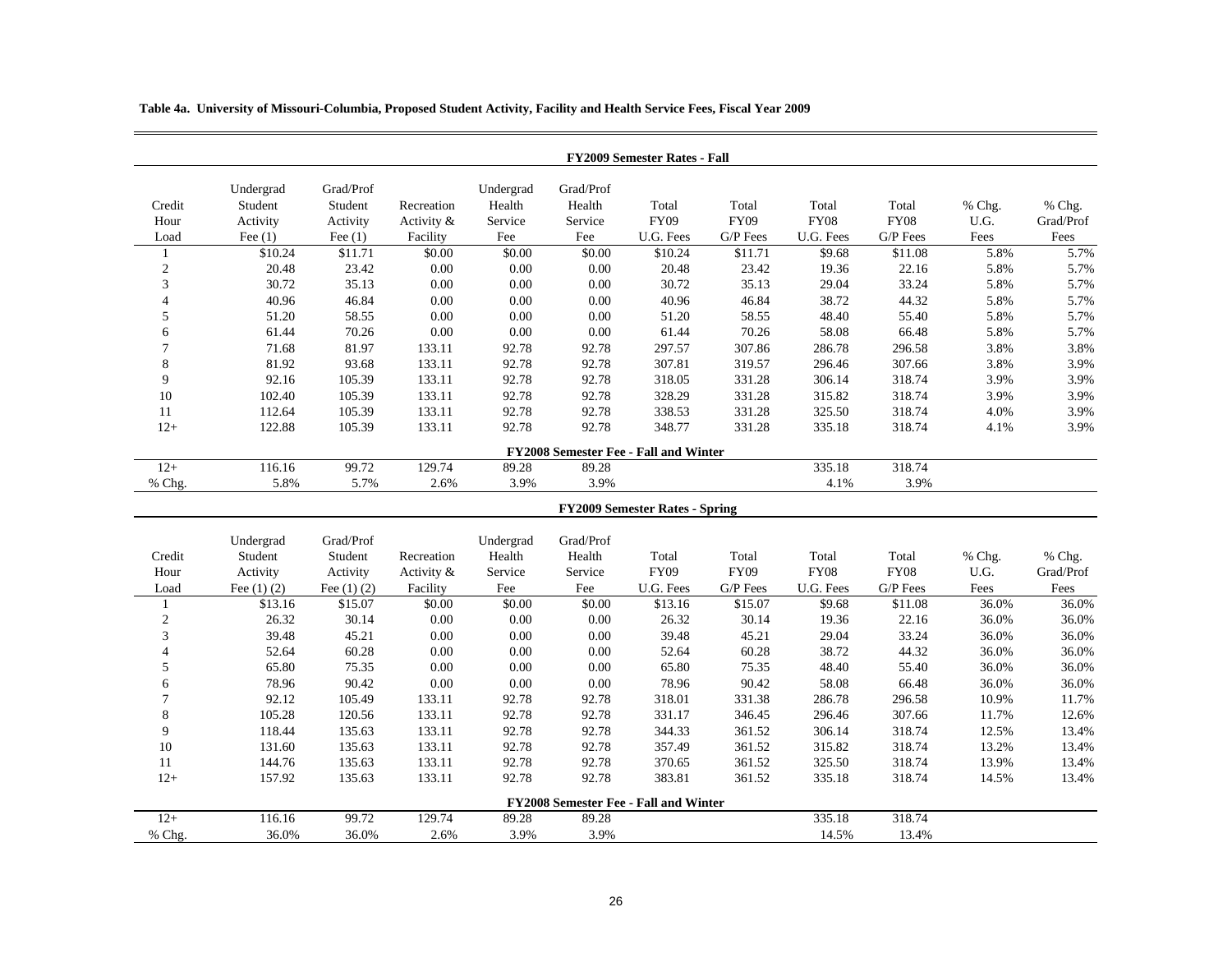**Table 4a. University of Missouri-Columbia, Proposed Student Activity, Facility and Health Service Fees, Fiscal Year 2009**

**FY2009 Semester Rates - Fall**

| Credit Hour Load | Undergrad Student Activity Fee (1) | Grad/Prof Student Activity Fee (1) | Recreation Activity & Facility | Undergrad Health Service Fee | Grad/Prof Health Service Fee | Total FY09 U.G. Fees | Total FY09 G/P Fees | Total FY08 U.G. Fees | Total FY08 G/P Fees | % Chg. U.G. Fees | % Chg. Grad/Prof Fees |
|---|---|---|---|---|---|---|---|---|---|---|---|
| 1 | $10.24 | $11.71 | $0.00 | $0.00 | $0.00 | $10.24 | $11.71 | $9.68 | $11.08 | 5.8% | 5.7% |
| 2 | 20.48 | 23.42 | 0.00 | 0.00 | 0.00 | 20.48 | 23.42 | 19.36 | 22.16 | 5.8% | 5.7% |
| 3 | 30.72 | 35.13 | 0.00 | 0.00 | 0.00 | 30.72 | 35.13 | 29.04 | 33.24 | 5.8% | 5.7% |
| 4 | 40.96 | 46.84 | 0.00 | 0.00 | 0.00 | 40.96 | 46.84 | 38.72 | 44.32 | 5.8% | 5.7% |
| 5 | 51.20 | 58.55 | 0.00 | 0.00 | 0.00 | 51.20 | 58.55 | 48.40 | 55.40 | 5.8% | 5.7% |
| 6 | 61.44 | 70.26 | 0.00 | 0.00 | 0.00 | 61.44 | 70.26 | 58.08 | 66.48 | 5.8% | 5.7% |
| 7 | 71.68 | 81.97 | 133.11 | 92.78 | 92.78 | 297.57 | 307.86 | 286.78 | 296.58 | 3.8% | 3.8% |
| 8 | 81.92 | 93.68 | 133.11 | 92.78 | 92.78 | 307.81 | 319.57 | 296.46 | 307.66 | 3.8% | 3.9% |
| 9 | 92.16 | 105.39 | 133.11 | 92.78 | 92.78 | 318.05 | 331.28 | 306.14 | 318.74 | 3.9% | 3.9% |
| 10 | 102.40 | 105.39 | 133.11 | 92.78 | 92.78 | 328.29 | 331.28 | 315.82 | 318.74 | 3.9% | 3.9% |
| 11 | 112.64 | 105.39 | 133.11 | 92.78 | 92.78 | 338.53 | 331.28 | 325.50 | 318.74 | 4.0% | 3.9% |
| 12+ | 122.88 | 105.39 | 133.11 | 92.78 | 92.78 | 348.77 | 331.28 | 335.18 | 318.74 | 4.1% | 3.9% |
| | | | | | **FY2008 Semester Fee - Fall and Winter** | | | | | | |
| 12+ | 116.16 | 99.72 | 129.74 | 89.28 | 89.28 | | | 335.18 | 318.74 | | |
| % Chg. | 5.8% | 5.7% | 2.6% | 3.9% | 3.9% | | | 4.1% | 3.9% | | |

**FY2009 Semester Rates - Spring**

| Credit Hour Load | Undergrad Student Activity Fee (1) (2) | Grad/Prof Student Activity Fee (1) (2) | Recreation Activity & Facility | Undergrad Health Service Fee | Grad/Prof Health Service Fee | Total FY09 U.G. Fees | Total FY09 G/P Fees | Total FY08 U.G. Fees | Total FY08 G/P Fees | % Chg. U.G. Fees | % Chg. Grad/Prof Fees |
|---|---|---|---|---|---|---|---|---|---|---|---|
| 1 | $13.16 | $15.07 | $0.00 | $0.00 | $0.00 | $13.16 | $15.07 | $9.68 | $11.08 | 36.0% | 36.0% |
| 2 | 26.32 | 30.14 | 0.00 | 0.00 | 0.00 | 26.32 | 30.14 | 19.36 | 22.16 | 36.0% | 36.0% |
| 3 | 39.48 | 45.21 | 0.00 | 0.00 | 0.00 | 39.48 | 45.21 | 29.04 | 33.24 | 36.0% | 36.0% |
| 4 | 52.64 | 60.28 | 0.00 | 0.00 | 0.00 | 52.64 | 60.28 | 38.72 | 44.32 | 36.0% | 36.0% |
| 5 | 65.80 | 75.35 | 0.00 | 0.00 | 0.00 | 65.80 | 75.35 | 48.40 | 55.40 | 36.0% | 36.0% |
| 6 | 78.96 | 90.42 | 0.00 | 0.00 | 0.00 | 78.96 | 90.42 | 58.08 | 66.48 | 36.0% | 36.0% |
| 7 | 92.12 | 105.49 | 133.11 | 92.78 | 92.78 | 318.01 | 331.38 | 286.78 | 296.58 | 10.9% | 11.7% |
| 8 | 105.28 | 120.56 | 133.11 | 92.78 | 92.78 | 331.17 | 346.45 | 296.46 | 307.66 | 11.7% | 12.6% |
| 9 | 118.44 | 135.63 | 133.11 | 92.78 | 92.78 | 344.33 | 361.52 | 306.14 | 318.74 | 12.5% | 13.4% |
| 10 | 131.60 | 135.63 | 133.11 | 92.78 | 92.78 | 357.49 | 361.52 | 315.82 | 318.74 | 13.2% | 13.4% |
| 11 | 144.76 | 135.63 | 133.11 | 92.78 | 92.78 | 370.65 | 361.52 | 325.50 | 318.74 | 13.9% | 13.4% |
| 12+ | 157.92 | 135.63 | 133.11 | 92.78 | 92.78 | 383.81 | 361.52 | 335.18 | 318.74 | 14.5% | 13.4% |
| | | | | | **FY2008 Semester Fee - Fall and Winter** | | | | | | |
| 12+ | 116.16 | 99.72 | 129.74 | 89.28 | 89.28 | | | 335.18 | 318.74 | | |
| % Chg. | 36.0% | 36.0% | 2.6% | 3.9% | 3.9% | | | 14.5% | 13.4% | | |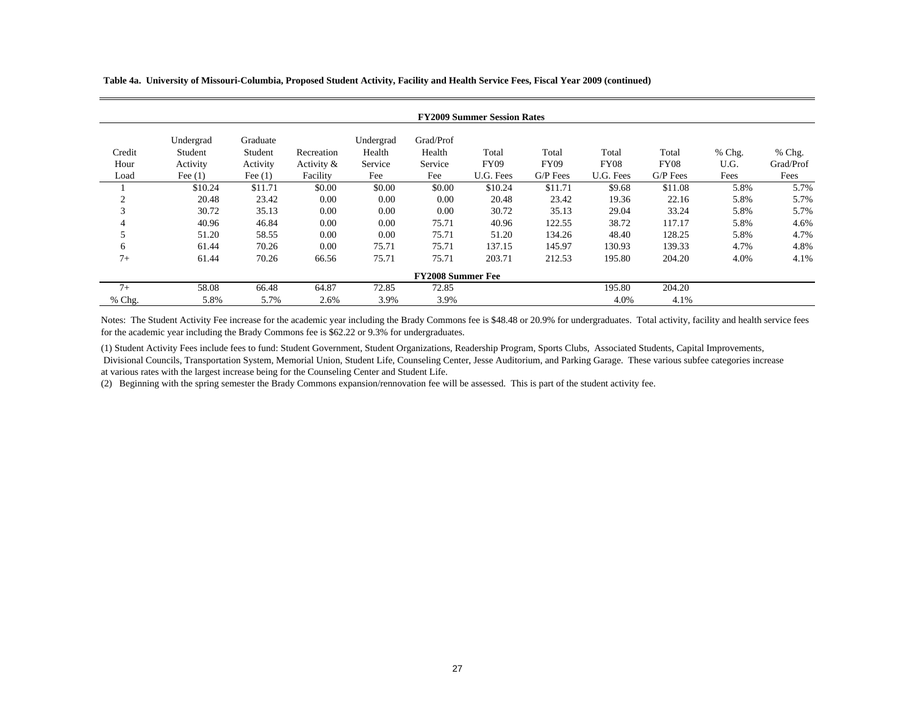**Table 4a. University of Missouri-Columbia, Proposed Student Activity, Facility and Health Service Fees, Fiscal Year 2009 (continued)**

| FY2009 Summer Session Rates | | | | | | | | | | | |
|---|---|---|---|---|---|---|---|---|---|---|---|
| Credit Hour Load | Undergrad Student Activity Fee (1) | Graduate Student Activity Fee (1) | Recreation Activity & Facility | Undergrad Health Service Fee | Grad/Prof Health Service Fee | Total FY09 U.G. Fees | Total FY09 G/P Fees | Total FY08 U.G. Fees | Total FY08 G/P Fees | % Chg. U.G. Fees | % Chg. Grad/Prof Fees |
| 1 | $10.24 | $11.71 | $0.00 | $0.00 | $0.00 | $10.24 | $11.71 | $9.68 | $11.08 | 5.8% | 5.7% |
| 2 | 20.48 | 23.42 | 0.00 | 0.00 | 0.00 | 20.48 | 23.42 | 19.36 | 22.16 | 5.8% | 5.7% |
| 3 | 30.72 | 35.13 | 0.00 | 0.00 | 0.00 | 30.72 | 35.13 | 29.04 | 33.24 | 5.8% | 5.7% |
| 4 | 40.96 | 46.84 | 0.00 | 0.00 | 75.71 | 40.96 | 122.55 | 38.72 | 117.17 | 5.8% | 4.6% |
| 5 | 51.20 | 58.55 | 0.00 | 0.00 | 75.71 | 51.20 | 134.26 | 48.40 | 128.25 | 5.8% | 4.7% |
| 6 | 61.44 | 70.26 | 0.00 | 75.71 | 75.71 | 137.15 | 145.97 | 130.93 | 139.33 | 4.7% | 4.8% |
| 7+ | 61.44 | 70.26 | 66.56 | 75.71 | 75.71 | 203.71 | 212.53 | 195.80 | 204.20 | 4.0% | 4.1% |
| **FY2008 Summer Fee** | | | | | | | | | | | |
| 7+ | 58.08 | 66.48 | 64.87 | 72.85 | 72.85 | | | 195.80 | 204.20 | | |
| % Chg. | 5.8% | 5.7% | 2.6% | 3.9% | 3.9% | | | 4.0% | 4.1% | | |

Notes: The Student Activity Fee increase for the academic year including the Brady Commons fee is $48.48 or 20.9% for undergraduates. Total activity, facility and health service fees for the academic year including the Brady Commons fee is $62.22 or 9.3% for undergraduates.

(1) Student Activity Fees include fees to fund: Student Government, Student Organizations, Readership Program, Sports Clubs, Associated Students, Capital Improvements, Divisional Councils, Transportation System, Memorial Union, Student Life, Counseling Center, Jesse Auditorium, and Parking Garage. These various subfee categories increase at various rates with the largest increase being for the Counseling Center and Student Life.

(2) Beginning with the spring semester the Brady Commons expansion/rennovation fee will be assessed. This is part of the student activity fee.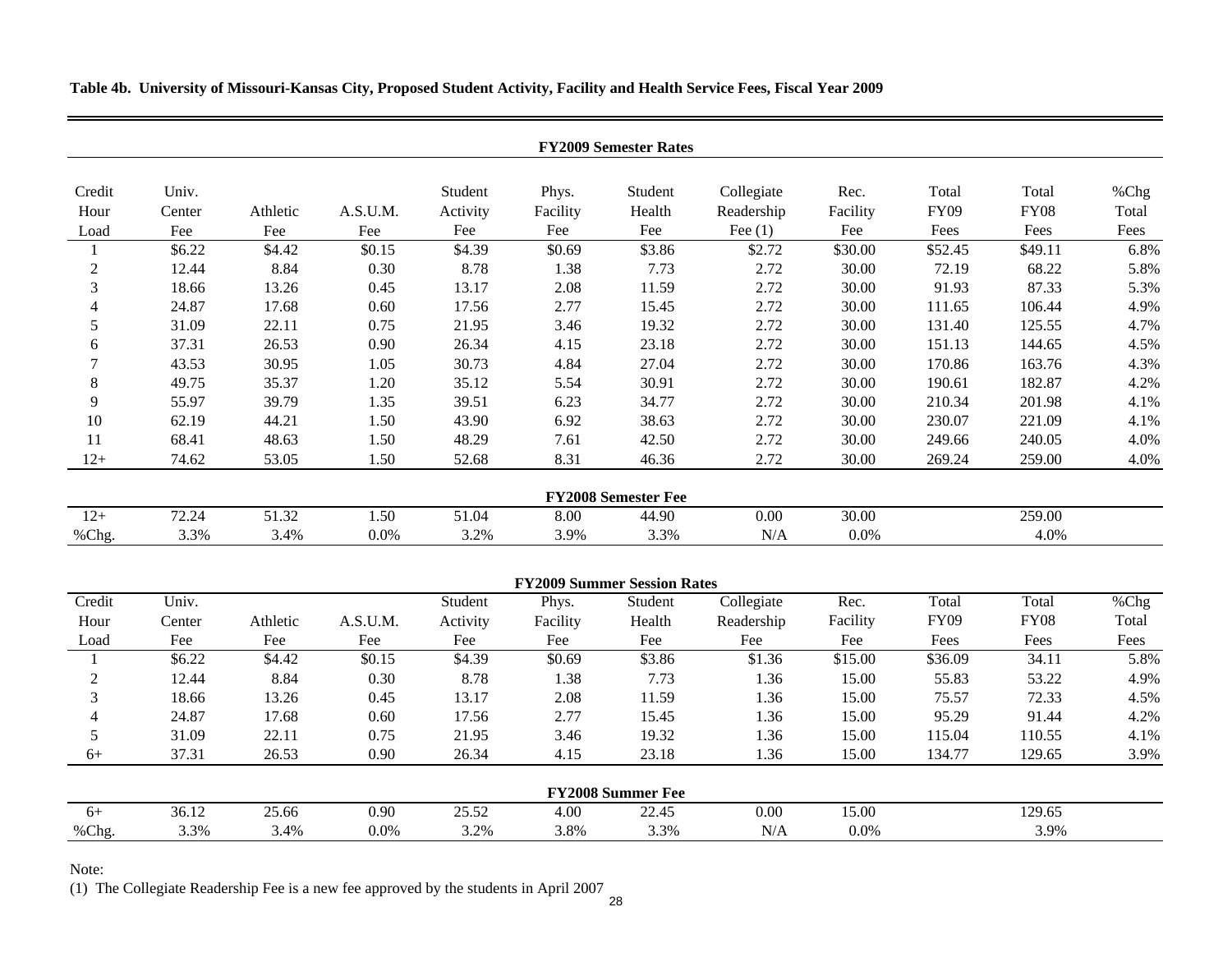**Table 4b. University of Missouri-Kansas City, Proposed Student Activity, Facility and Health Service Fees, Fiscal Year 2009**

**FY2009 Semester Rates**

| Credit Hour Load | Univ. Center Fee | Athletic Fee | A.S.U.M. Fee | Student Activity Fee | Phys. Facility Fee | Student Health Fee | Collegiate Readership Fee (1) | Rec. Facility Fee | Total FY09 Fees | Total FY08 Fees | %Chg Total Fees |
|---|---|---|---|---|---|---|---|---|---|---|---|
| 1 | $6.22 | $4.42 | $0.15 | $4.39 | $0.69 | $3.86 | $2.72 | $30.00 | $52.45 | $49.11 | 6.8% |
| 2 | 12.44 | 8.84 | 0.30 | 8.78 | 1.38 | 7.73 | 2.72 | 30.00 | 72.19 | 68.22 | 5.8% |
| 3 | 18.66 | 13.26 | 0.45 | 13.17 | 2.08 | 11.59 | 2.72 | 30.00 | 91.93 | 87.33 | 5.3% |
| 4 | 24.87 | 17.68 | 0.60 | 17.56 | 2.77 | 15.45 | 2.72 | 30.00 | 111.65 | 106.44 | 4.9% |
| 5 | 31.09 | 22.11 | 0.75 | 21.95 | 3.46 | 19.32 | 2.72 | 30.00 | 131.40 | 125.55 | 4.7% |
| 6 | 37.31 | 26.53 | 0.90 | 26.34 | 4.15 | 23.18 | 2.72 | 30.00 | 151.13 | 144.65 | 4.5% |
| 7 | 43.53 | 30.95 | 1.05 | 30.73 | 4.84 | 27.04 | 2.72 | 30.00 | 170.86 | 163.76 | 4.3% |
| 8 | 49.75 | 35.37 | 1.20 | 35.12 | 5.54 | 30.91 | 2.72 | 30.00 | 190.61 | 182.87 | 4.2% |
| 9 | 55.97 | 39.79 | 1.35 | 39.51 | 6.23 | 34.77 | 2.72 | 30.00 | 210.34 | 201.98 | 4.1% |
| 10 | 62.19 | 44.21 | 1.50 | 43.90 | 6.92 | 38.63 | 2.72 | 30.00 | 230.07 | 221.09 | 4.1% |
| 11 | 68.41 | 48.63 | 1.50 | 48.29 | 7.61 | 42.50 | 2.72 | 30.00 | 249.66 | 240.05 | 4.0% |
| 12+ | 74.62 | 53.05 | 1.50 | 52.68 | 8.31 | 46.36 | 2.72 | 30.00 | 269.24 | 259.00 | 4.0% |
| **FY2008 Semester Fee** | | | | | | | | | | | |
| 12+ | 72.24 | 51.32 | 1.50 | 51.04 | 8.00 | 44.90 | 0.00 | 30.00 | | 259.00 | |
| %Chg. | 3.3% | 3.4% | 0.0% | 3.2% | 3.9% | 3.3% | N/A | 0.0% | | 4.0% | |

**FY2009 Summer Session Rates**

| Credit Hour Load | Univ. Center Fee | Athletic Fee | A.S.U.M. Fee | Student Activity Fee | Phys. Facility Fee | Student Health Fee | Collegiate Readership Fee | Rec. Facility Fee | Total FY09 Fees | Total FY08 Fees | %Chg Total Fees |
|---|---|---|---|---|---|---|---|---|---|---|---|
| 1 | $6.22 | $4.42 | $0.15 | $4.39 | $0.69 | $3.86 | $1.36 | $15.00 | $36.09 | 34.11 | 5.8% |
| 2 | 12.44 | 8.84 | 0.30 | 8.78 | 1.38 | 7.73 | 1.36 | 15.00 | 55.83 | 53.22 | 4.9% |
| 3 | 18.66 | 13.26 | 0.45 | 13.17 | 2.08 | 11.59 | 1.36 | 15.00 | 75.57 | 72.33 | 4.5% |
| 4 | 24.87 | 17.68 | 0.60 | 17.56 | 2.77 | 15.45 | 1.36 | 15.00 | 95.29 | 91.44 | 4.2% |
| 5 | 31.09 | 22.11 | 0.75 | 21.95 | 3.46 | 19.32 | 1.36 | 15.00 | 115.04 | 110.55 | 4.1% |
| 6+ | 37.31 | 26.53 | 0.90 | 26.34 | 4.15 | 23.18 | 1.36 | 15.00 | 134.77 | 129.65 | 3.9% |
| **FY2008 Summer Fee** | | | | | | | | | | | |
| 6+ | 36.12 | 25.66 | 0.90 | 25.52 | 4.00 | 22.45 | 0.00 | 15.00 | | 129.65 | |
| %Chg. | 3.3% | 3.4% | 0.0% | 3.2% | 3.8% | 3.3% | N/A | 0.0% | | 3.9% | |

Note:

(1) The Collegiate Readership Fee is a new fee approved by the students in April 2007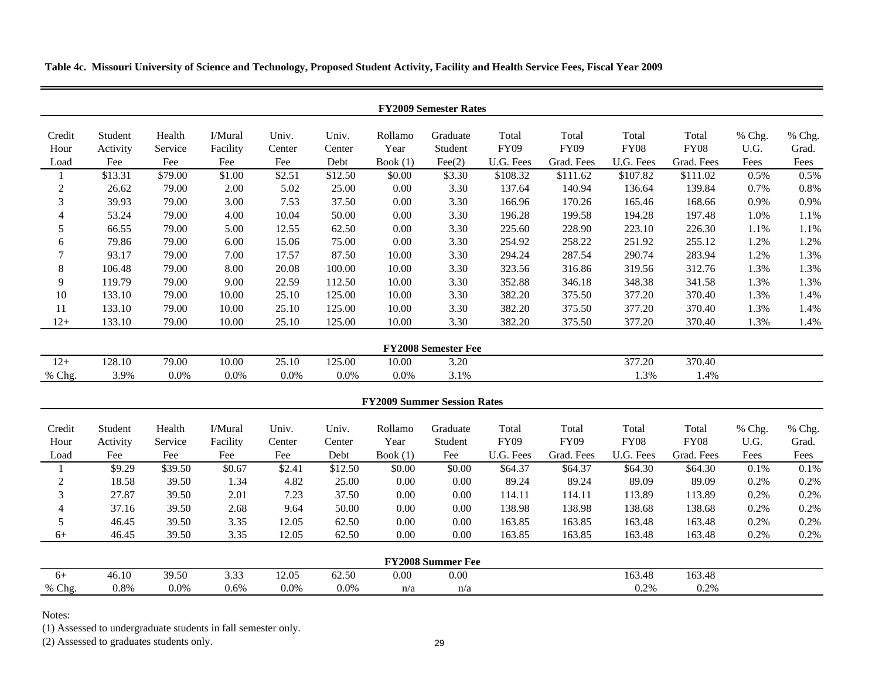**Table 4c. Missouri University of Science and Technology, Proposed Student Activity, Facility and Health Service Fees, Fiscal Year 2009**

**FY2009 Semester Rates**

| Credit Hour Load | Student Activity Fee | Health Service Fee | I/Mural Facility Fee | Univ. Center Fee | Univ. Center Debt | Rollamo Year Book (1) | Graduate Student Fee(2) | Total FY09 U.G. Fees | Total FY09 Grad. Fees | Total FY08 U.G. Fees | Total FY08 Grad. Fees | % Chg. U.G. Fees | % Chg. Grad. Fees |
|---|---|---|---|---|---|---|---|---|---|---|---|---|---|
| 1 | $13.31 | $79.00 | $1.00 | $2.51 | $12.50 | $0.00 | $3.30 | $108.32 | $111.62 | $107.82 | $111.02 | 0.5% | 0.5% |
| 2 | 26.62 | 79.00 | 2.00 | 5.02 | 25.00 | 0.00 | 3.30 | 137.64 | 140.94 | 136.64 | 139.84 | 0.7% | 0.8% |
| 3 | 39.93 | 79.00 | 3.00 | 7.53 | 37.50 | 0.00 | 3.30 | 166.96 | 170.26 | 165.46 | 168.66 | 0.9% | 0.9% |
| 4 | 53.24 | 79.00 | 4.00 | 10.04 | 50.00 | 0.00 | 3.30 | 196.28 | 199.58 | 194.28 | 197.48 | 1.0% | 1.1% |
| 5 | 66.55 | 79.00 | 5.00 | 12.55 | 62.50 | 0.00 | 3.30 | 225.60 | 228.90 | 223.10 | 226.30 | 1.1% | 1.1% |
| 6 | 79.86 | 79.00 | 6.00 | 15.06 | 75.00 | 0.00 | 3.30 | 254.92 | 258.22 | 251.92 | 255.12 | 1.2% | 1.2% |
| 7 | 93.17 | 79.00 | 7.00 | 17.57 | 87.50 | 10.00 | 3.30 | 294.24 | 287.54 | 290.74 | 283.94 | 1.2% | 1.3% |
| 8 | 106.48 | 79.00 | 8.00 | 20.08 | 100.00 | 10.00 | 3.30 | 323.56 | 316.86 | 319.56 | 312.76 | 1.3% | 1.3% |
| 9 | 119.79 | 79.00 | 9.00 | 22.59 | 112.50 | 10.00 | 3.30 | 352.88 | 346.18 | 348.38 | 341.58 | 1.3% | 1.3% |
| 10 | 133.10 | 79.00 | 10.00 | 25.10 | 125.00 | 10.00 | 3.30 | 382.20 | 375.50 | 377.20 | 370.40 | 1.3% | 1.4% |
| 11 | 133.10 | 79.00 | 10.00 | 25.10 | 125.00 | 10.00 | 3.30 | 382.20 | 375.50 | 377.20 | 370.40 | 1.3% | 1.4% |
| 12+ | 133.10 | 79.00 | 10.00 | 25.10 | 125.00 | 10.00 | 3.30 | 382.20 | 375.50 | 377.20 | 370.40 | 1.3% | 1.4% |

**FY2008 Semester Fee**

| Credit Hour Load | Student Activity Fee | Health Service Fee | I/Mural Facility Fee | Univ. Center Fee | Univ. Center Debt | Rollamo Year Book (1) | Graduate Student Fee(2) | Total FY09 U.G. Fees | Total FY09 Grad. Fees | Total FY08 U.G. Fees | Total FY08 Grad. Fees | % Chg. U.G. Fees | % Chg. Grad. Fees |
|---|---|---|---|---|---|---|---|---|---|---|---|---|---|
| 12+ | 128.10 | 79.00 | 10.00 | 25.10 | 125.00 | 10.00 | 3.20 | | | 377.20 | 370.40 | | |
| % Chg. | 3.9% | 0.0% | 0.0% | 0.0% | 0.0% | 0.0% | 3.1% | | | 1.3% | 1.4% | | |

**FY2009 Summer Session Rates**

| Credit Hour Load | Student Activity Fee | Health Service Fee | I/Mural Facility Fee | Univ. Center Fee | Univ. Center Debt | Rollamo Year Book (1) | Graduate Student Fee | Total FY09 U.G. Fees | Total FY09 Grad. Fees | Total FY08 U.G. Fees | Total FY08 Grad. Fees | % Chg. U.G. Fees | % Chg. Grad. Fees |
|---|---|---|---|---|---|---|---|---|---|---|---|---|---|
| 1 | $9.29 | $39.50 | $0.67 | $2.41 | $12.50 | $0.00 | $0.00 | $64.37 | $64.37 | $64.30 | $64.30 | 0.1% | 0.1% |
| 2 | 18.58 | 39.50 | 1.34 | 4.82 | 25.00 | 0.00 | 0.00 | 89.24 | 89.24 | 89.09 | 89.09 | 0.2% | 0.2% |
| 3 | 27.87 | 39.50 | 2.01 | 7.23 | 37.50 | 0.00 | 0.00 | 114.11 | 114.11 | 113.89 | 113.89 | 0.2% | 0.2% |
| 4 | 37.16 | 39.50 | 2.68 | 9.64 | 50.00 | 0.00 | 0.00 | 138.98 | 138.98 | 138.68 | 138.68 | 0.2% | 0.2% |
| 5 | 46.45 | 39.50 | 3.35 | 12.05 | 62.50 | 0.00 | 0.00 | 163.85 | 163.85 | 163.48 | 163.48 | 0.2% | 0.2% |
| 6+ | 46.45 | 39.50 | 3.35 | 12.05 | 62.50 | 0.00 | 0.00 | 163.85 | 163.85 | 163.48 | 163.48 | 0.2% | 0.2% |

**FY2008 Summer Fee**

| Credit Hour Load | Student Activity Fee | Health Service Fee | I/Mural Facility Fee | Univ. Center Fee | Univ. Center Debt | Rollamo Year Book (1) | Graduate Student Fee | Total FY09 U.G. Fees | Total FY09 Grad. Fees | Total FY08 U.G. Fees | Total FY08 Grad. Fees | % Chg. U.G. Fees | % Chg. Grad. Fees |
|---|---|---|---|---|---|---|---|---|---|---|---|---|---|
| 6+ | 46.10 | 39.50 | 3.33 | 12.05 | 62.50 | 0.00 | 0.00 | | | 163.48 | 163.48 | | |
| % Chg. | 0.8% | 0.0% | 0.6% | 0.0% | 0.0% | n/a | n/a | | | 0.2% | 0.2% | | |

Notes:

(1) Assessed to undergraduate students in fall semester only.

(2) Assessed to graduates students only.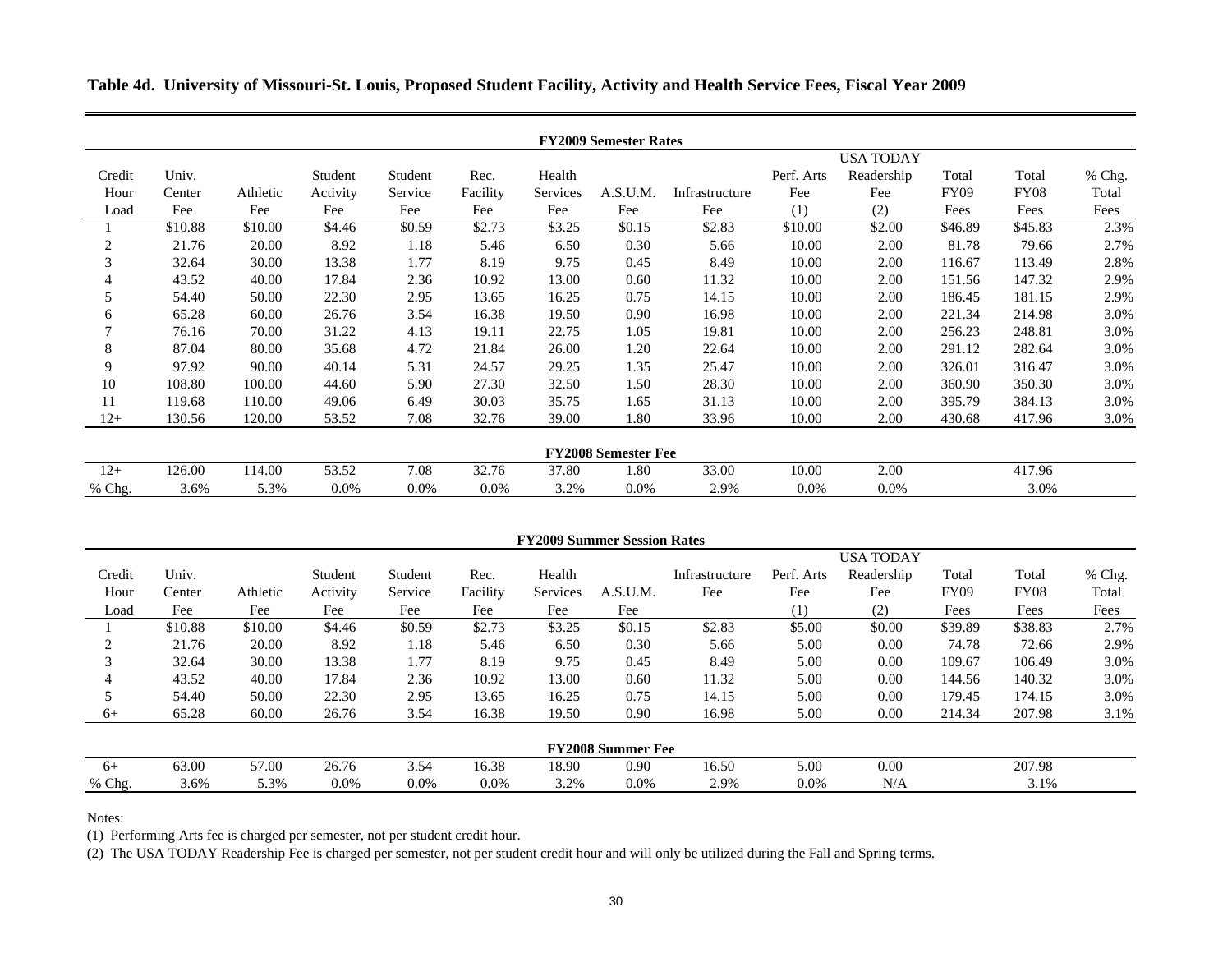**Table 4d. University of Missouri-St. Louis, Proposed Student Facility, Activity and Health Service Fees, Fiscal Year 2009**

**FY2009 Semester Rates**

| Credit Hour Load | Univ. Center Fee | Athletic Fee | Student Activity Fee | Student Service Fee | Rec. Facility Fee | Health Services Fee | A.S.U.M. Fee | Infrastructure Fee | Perf. Arts Fee (1) | USA TODAY Readership Fee (2) | Total FY09 Fees | Total FY08 Fees | % Chg. Total Fees |
|---|---|---|---|---|---|---|---|---|---|---|---|---|---|
| 1 | $10.88 | $10.00 | $4.46 | $0.59 | $2.73 | $3.25 | $0.15 | $2.83 | $10.00 | $2.00 | $46.89 | $45.83 | 2.3% |
| 2 | 21.76 | 20.00 | 8.92 | 1.18 | 5.46 | 6.50 | 0.30 | 5.66 | 10.00 | 2.00 | 81.78 | 79.66 | 2.7% |
| 3 | 32.64 | 30.00 | 13.38 | 1.77 | 8.19 | 9.75 | 0.45 | 8.49 | 10.00 | 2.00 | 116.67 | 113.49 | 2.8% |
| 4 | 43.52 | 40.00 | 17.84 | 2.36 | 10.92 | 13.00 | 0.60 | 11.32 | 10.00 | 2.00 | 151.56 | 147.32 | 2.9% |
| 5 | 54.40 | 50.00 | 22.30 | 2.95 | 13.65 | 16.25 | 0.75 | 14.15 | 10.00 | 2.00 | 186.45 | 181.15 | 2.9% |
| 6 | 65.28 | 60.00 | 26.76 | 3.54 | 16.38 | 19.50 | 0.90 | 16.98 | 10.00 | 2.00 | 221.34 | 214.98 | 3.0% |
| 7 | 76.16 | 70.00 | 31.22 | 4.13 | 19.11 | 22.75 | 1.05 | 19.81 | 10.00 | 2.00 | 256.23 | 248.81 | 3.0% |
| 8 | 87.04 | 80.00 | 35.68 | 4.72 | 21.84 | 26.00 | 1.20 | 22.64 | 10.00 | 2.00 | 291.12 | 282.64 | 3.0% |
| 9 | 97.92 | 90.00 | 40.14 | 5.31 | 24.57 | 29.25 | 1.35 | 25.47 | 10.00 | 2.00 | 326.01 | 316.47 | 3.0% |
| 10 | 108.80 | 100.00 | 44.60 | 5.90 | 27.30 | 32.50 | 1.50 | 28.30 | 10.00 | 2.00 | 360.90 | 350.30 | 3.0% |
| 11 | 119.68 | 110.00 | 49.06 | 6.49 | 30.03 | 35.75 | 1.65 | 31.13 | 10.00 | 2.00 | 395.79 | 384.13 | 3.0% |
| 12+ | 130.56 | 120.00 | 53.52 | 7.08 | 32.76 | 39.00 | 1.80 | 33.96 | 10.00 | 2.00 | 430.68 | 417.96 | 3.0% |
| **FY2008 Semester Fee** | | | | | | | | | | | | | |
| 12+ | 126.00 | 114.00 | 53.52 | 7.08 | 32.76 | 37.80 | 1.80 | 33.00 | 10.00 | 2.00 | | 417.96 | |
| % Chg. | 3.6% | 5.3% | 0.0% | 0.0% | 0.0% | 3.2% | 0.0% | 2.9% | 0.0% | 0.0% | | 3.0% | |

**FY2009 Summer Session Rates**

| Credit Hour Load | Univ. Center Fee | Athletic Fee | Student Activity Fee | Student Service Fee | Rec. Facility Fee | Health Services Fee | A.S.U.M. Fee | Infrastructure Fee | Perf. Arts Fee (1) | USA TODAY Readership Fee (2) | Total FY09 Fees | Total FY08 Fees | % Chg. Total Fees |
|---|---|---|---|---|---|---|---|---|---|---|---|---|---|
| 1 | $10.88 | $10.00 | $4.46 | $0.59 | $2.73 | $3.25 | $0.15 | $2.83 | $5.00 | $0.00 | $39.89 | $38.83 | 2.7% |
| 2 | 21.76 | 20.00 | 8.92 | 1.18 | 5.46 | 6.50 | 0.30 | 5.66 | 5.00 | 0.00 | 74.78 | 72.66 | 2.9% |
| 3 | 32.64 | 30.00 | 13.38 | 1.77 | 8.19 | 9.75 | 0.45 | 8.49 | 5.00 | 0.00 | 109.67 | 106.49 | 3.0% |
| 4 | 43.52 | 40.00 | 17.84 | 2.36 | 10.92 | 13.00 | 0.60 | 11.32 | 5.00 | 0.00 | 144.56 | 140.32 | 3.0% |
| 5 | 54.40 | 50.00 | 22.30 | 2.95 | 13.65 | 16.25 | 0.75 | 14.15 | 5.00 | 0.00 | 179.45 | 174.15 | 3.0% |
| 6+ | 65.28 | 60.00 | 26.76 | 3.54 | 16.38 | 19.50 | 0.90 | 16.98 | 5.00 | 0.00 | 214.34 | 207.98 | 3.1% |
| **FY2008 Summer Fee** | | | | | | | | | | | | | |
| 6+ | 63.00 | 57.00 | 26.76 | 3.54 | 16.38 | 18.90 | 0.90 | 16.50 | 5.00 | 0.00 | | 207.98 | |
| % Chg. | 3.6% | 5.3% | 0.0% | 0.0% | 0.0% | 3.2% | 0.0% | 2.9% | 0.0% | N/A | | 3.1% | |

Notes:

(1) Performing Arts fee is charged per semester, not per student credit hour.

(2) The USA TODAY Readership Fee is charged per semester, not per student credit hour and will only be utilized during the Fall and Spring terms.